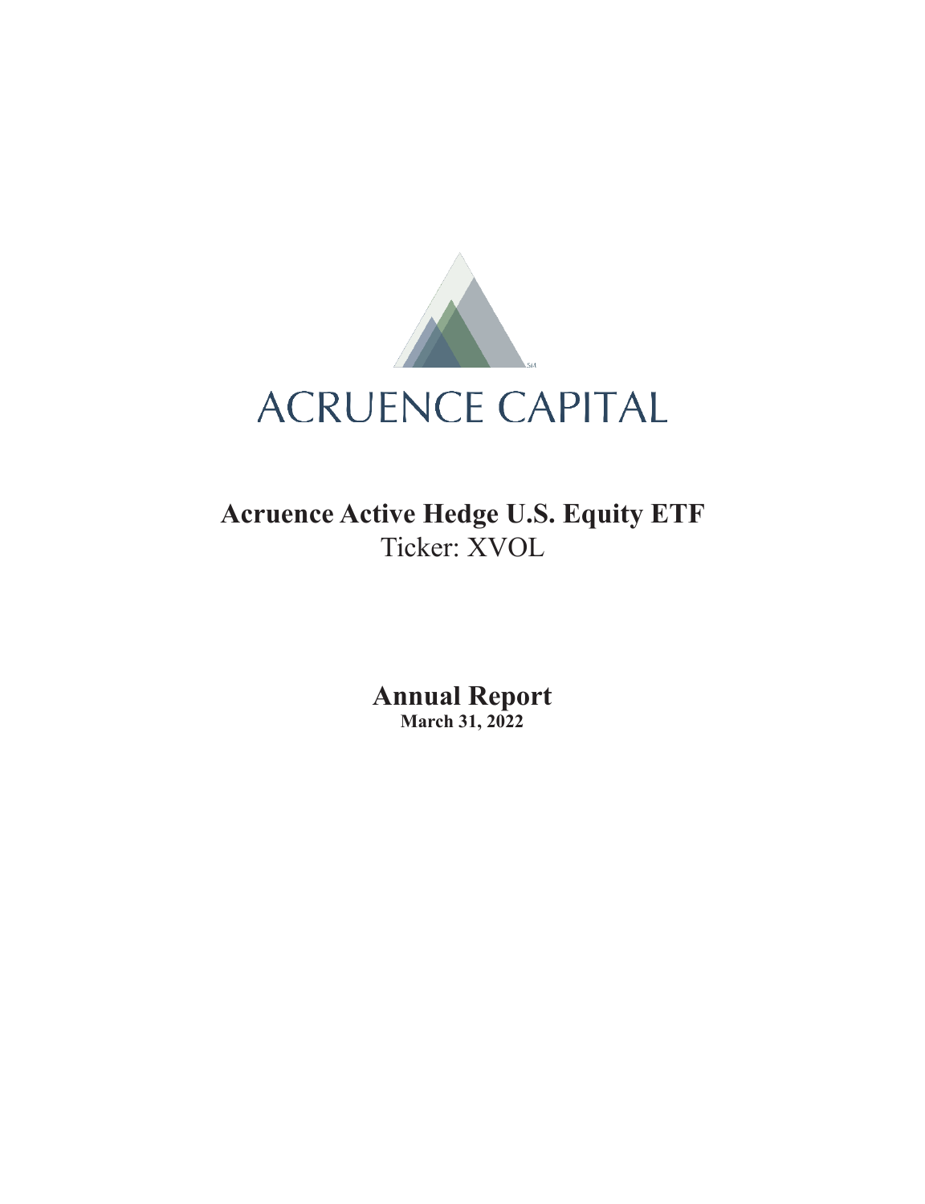ACRUENCE CAPITAL

# Acruence Active Hedge U.S. Equity ETF

Ticker: XVOL

## Annual Report

**March 31, 2022**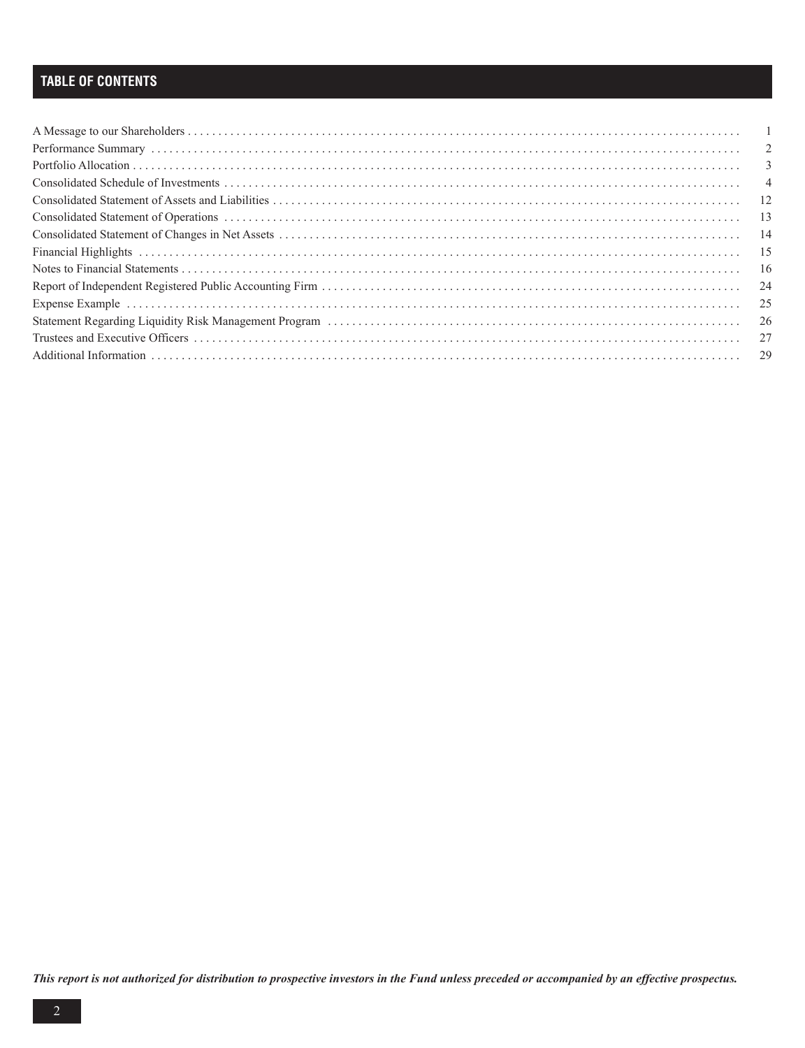## TABLE OF CONTENTS

| | |
|---|---|
| A Message to our Shareholders | 1 |
| Performance Summary | 2 |
| Portfolio Allocation | 3 |
| Consolidated Schedule of Investments | 4 |
| Consolidated Statement of Assets and Liabilities | 12 |
| Consolidated Statement of Operations | 13 |
| Consolidated Statement of Changes in Net Assets | 14 |
| Financial Highlights | 15 |
| Notes to Financial Statements | 16 |
| Report of Independent Registered Public Accounting Firm | 24 |
| Expense Example | 25 |
| Statement Regarding Liquidity Risk Management Program | 26 |
| Trustees and Executive Officers | 27 |
| Additional Information | 29 |

***This report is not authorized for distribution to prospective investors in the Fund unless preceded or accompanied by an effective prospectus.***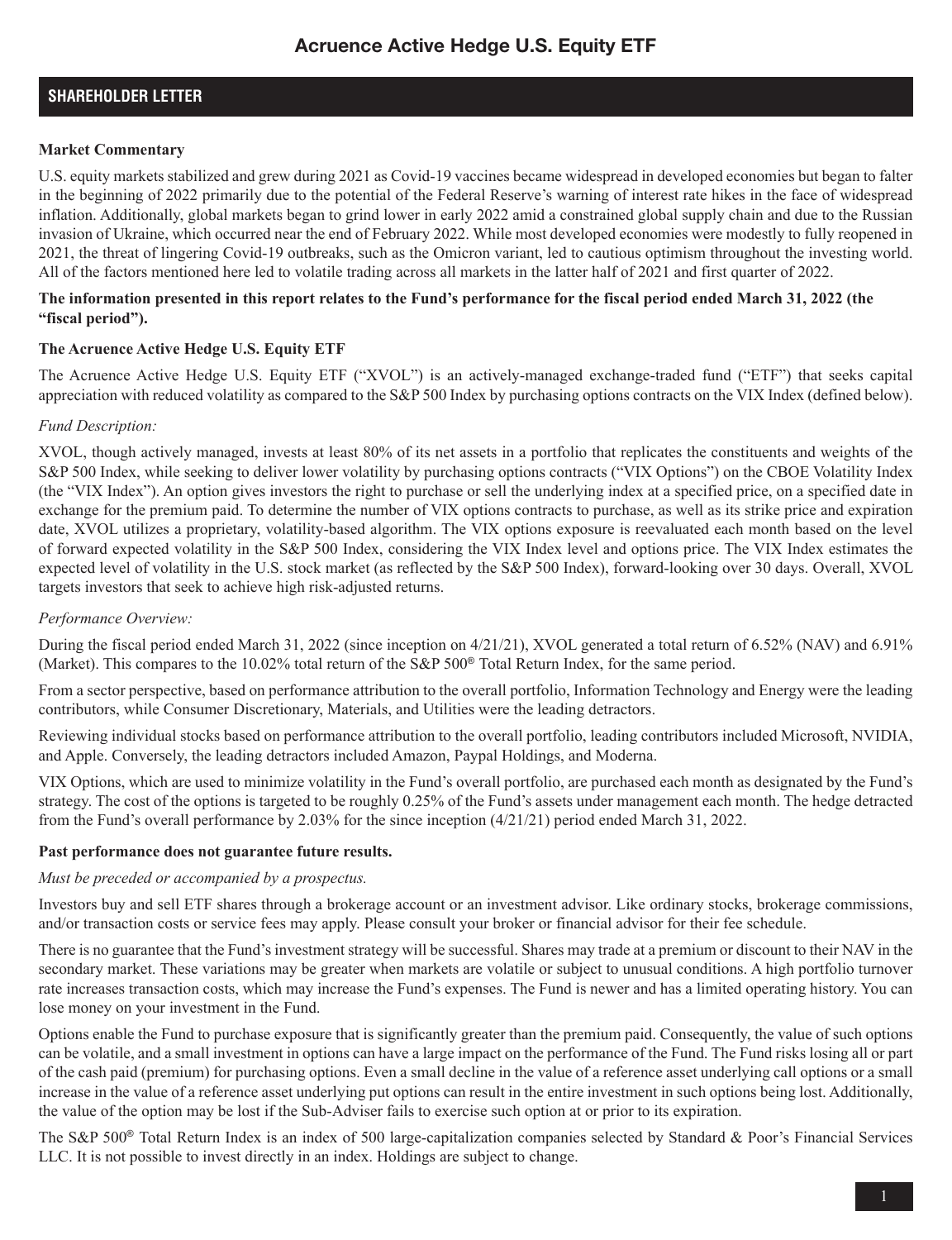# Acruence Active Hedge U.S. Equity ETF

## SHAREHOLDER LETTER

**Market Commentary**

U.S. equity markets stabilized and grew during 2021 as Covid-19 vaccines became widespread in developed economies but began to falter in the beginning of 2022 primarily due to the potential of the Federal Reserve's warning of interest rate hikes in the face of widespread inflation. Additionally, global markets began to grind lower in early 2022 amid a constrained global supply chain and due to the Russian invasion of Ukraine, which occurred near the end of February 2022. While most developed economies were modestly to fully reopened in 2021, the threat of lingering Covid-19 outbreaks, such as the Omicron variant, led to cautious optimism throughout the investing world. All of the factors mentioned here led to volatile trading across all markets in the latter half of 2021 and first quarter of 2022.

**The information presented in this report relates to the Fund's performance for the fiscal period ended March 31, 2022 (the "fiscal period").**

**The Acruence Active Hedge U.S. Equity ETF**

The Acruence Active Hedge U.S. Equity ETF ("XVOL") is an actively-managed exchange-traded fund ("ETF") that seeks capital appreciation with reduced volatility as compared to the S&P 500 Index by purchasing options contracts on the VIX Index (defined below).

*Fund Description:*

XVOL, though actively managed, invests at least 80% of its net assets in a portfolio that replicates the constituents and weights of the S&P 500 Index, while seeking to deliver lower volatility by purchasing options contracts ("VIX Options") on the CBOE Volatility Index (the "VIX Index"). An option gives investors the right to purchase or sell the underlying index at a specified price, on a specified date in exchange for the premium paid. To determine the number of VIX options contracts to purchase, as well as its strike price and expiration date, XVOL utilizes a proprietary, volatility-based algorithm. The VIX options exposure is reevaluated each month based on the level of forward expected volatility in the S&P 500 Index, considering the VIX Index level and options price. The VIX Index estimates the expected level of volatility in the U.S. stock market (as reflected by the S&P 500 Index), forward-looking over 30 days. Overall, XVOL targets investors that seek to achieve high risk-adjusted returns.

*Performance Overview:*

During the fiscal period ended March 31, 2022 (since inception on 4/21/21), XVOL generated a total return of 6.52% (NAV) and 6.91% (Market). This compares to the 10.02% total return of the S&P 500® Total Return Index, for the same period.

From a sector perspective, based on performance attribution to the overall portfolio, Information Technology and Energy were the leading contributors, while Consumer Discretionary, Materials, and Utilities were the leading detractors.

Reviewing individual stocks based on performance attribution to the overall portfolio, leading contributors included Microsoft, NVIDIA, and Apple. Conversely, the leading detractors included Amazon, Paypal Holdings, and Moderna.

VIX Options, which are used to minimize volatility in the Fund's overall portfolio, are purchased each month as designated by the Fund's strategy. The cost of the options is targeted to be roughly 0.25% of the Fund's assets under management each month. The hedge detracted from the Fund's overall performance by 2.03% for the since inception (4/21/21) period ended March 31, 2022.

**Past performance does not guarantee future results.**

*Must be preceded or accompanied by a prospectus.*

Investors buy and sell ETF shares through a brokerage account or an investment advisor. Like ordinary stocks, brokerage commissions, and/or transaction costs or service fees may apply. Please consult your broker or financial advisor for their fee schedule.

There is no guarantee that the Fund's investment strategy will be successful. Shares may trade at a premium or discount to their NAV in the secondary market. These variations may be greater when markets are volatile or subject to unusual conditions. A high portfolio turnover rate increases transaction costs, which may increase the Fund's expenses. The Fund is newer and has a limited operating history. You can lose money on your investment in the Fund.

Options enable the Fund to purchase exposure that is significantly greater than the premium paid. Consequently, the value of such options can be volatile, and a small investment in options can have a large impact on the performance of the Fund. The Fund risks losing all or part of the cash paid (premium) for purchasing options. Even a small decline in the value of a reference asset underlying call options or a small increase in the value of a reference asset underlying put options can result in the entire investment in such options being lost. Additionally, the value of the option may be lost if the Sub-Adviser fails to exercise such option at or prior to its expiration.

The S&P 500® Total Return Index is an index of 500 large-capitalization companies selected by Standard & Poor's Financial Services LLC. It is not possible to invest directly in an index. Holdings are subject to change.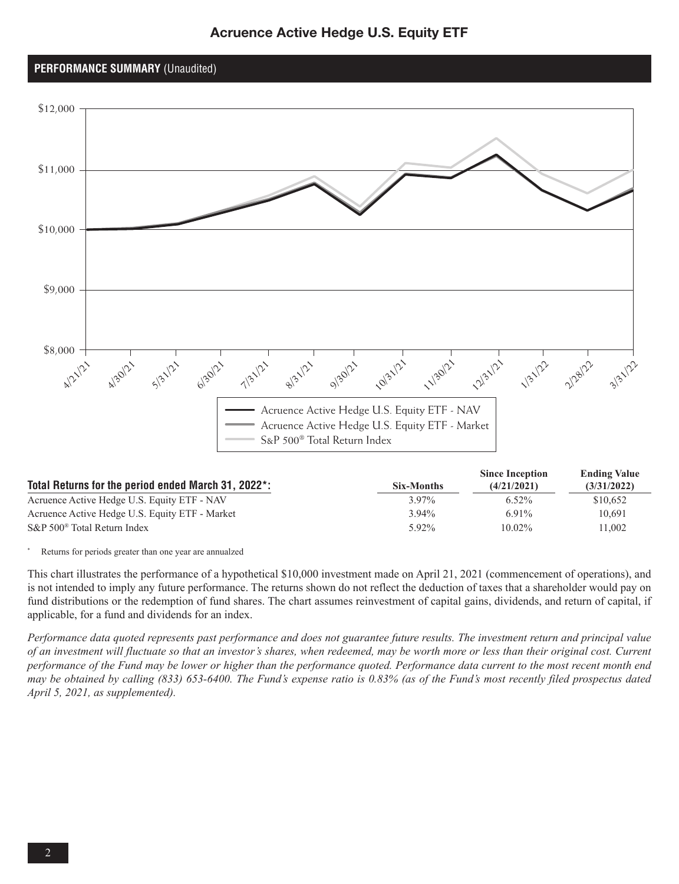# Acruence Active Hedge U.S. Equity ETF

## PERFORMANCE SUMMARY (Unaudited)

| Total Returns for the period ended March 31, 2022*: | Six-Months | Since Inception (4/21/2021) | Ending Value (3/31/2022) |
|---|---|---|---|
| Acruence Active Hedge U.S. Equity ETF - NAV | 3.97% | 6.52% | $10,652 |
| Acruence Active Hedge U.S. Equity ETF - Market | 3.94% | 6.91% | 10,691 |
| S&P 500® Total Return Index | 5.92% | 10.02% | 11,002 |

\* Returns for periods greater than one year are annualzed

This chart illustrates the performance of a hypothetical $10,000 investment made on April 21, 2021 (commencement of operations), and is not intended to imply any future performance. The returns shown do not reflect the deduction of taxes that a shareholder would pay on fund distributions or the redemption of fund shares. The chart assumes reinvestment of capital gains, dividends, and return of capital, if applicable, for a fund and dividends for an index.

*Performance data quoted represents past performance and does not guarantee future results. The investment return and principal value of an investment will fluctuate so that an investor's shares, when redeemed, may be worth more or less than their original cost. Current performance of the Fund may be lower or higher than the performance quoted. Performance data current to the most recent month end may be obtained by calling (833) 653-6400. The Fund's expense ratio is 0.83% (as of the Fund's most recently filed prospectus dated April 5, 2021, as supplemented).*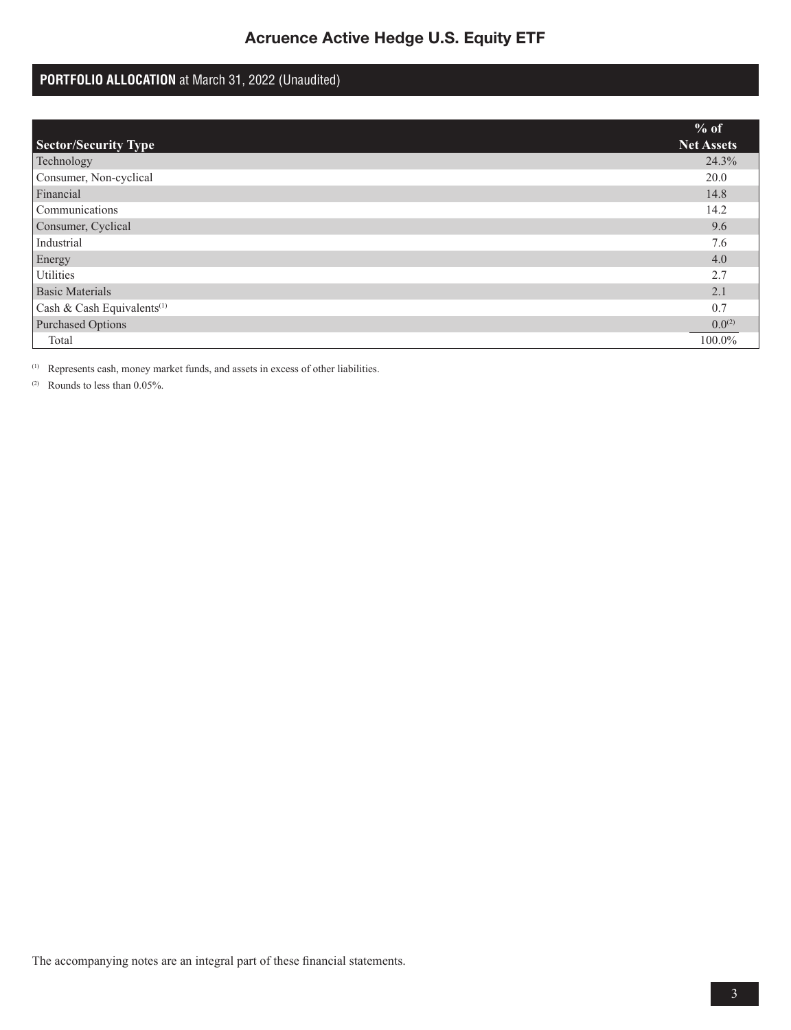# Acruence Active Hedge U.S. Equity ETF

## PORTFOLIO ALLOCATION at March 31, 2022 (Unaudited)

| Sector/Security Type | % of Net Assets |
|---|---|
| Technology | 24.3% |
| Consumer, Non-cyclical | 20.0 |
| Financial | 14.8 |
| Communications | 14.2 |
| Consumer, Cyclical | 9.6 |
| Industrial | 7.6 |
| Energy | 4.0 |
| Utilities | 2.7 |
| Basic Materials | 2.1 |
| Cash & Cash Equivalents[1] | 0.7 |
| Purchased Options | 0.0[2] |
| Total | 100.0% |

[1] Represents cash, money market funds, and assets in excess of other liabilities.

[2] Rounds to less than 0.05%.

The accompanying notes are an integral part of these financial statements.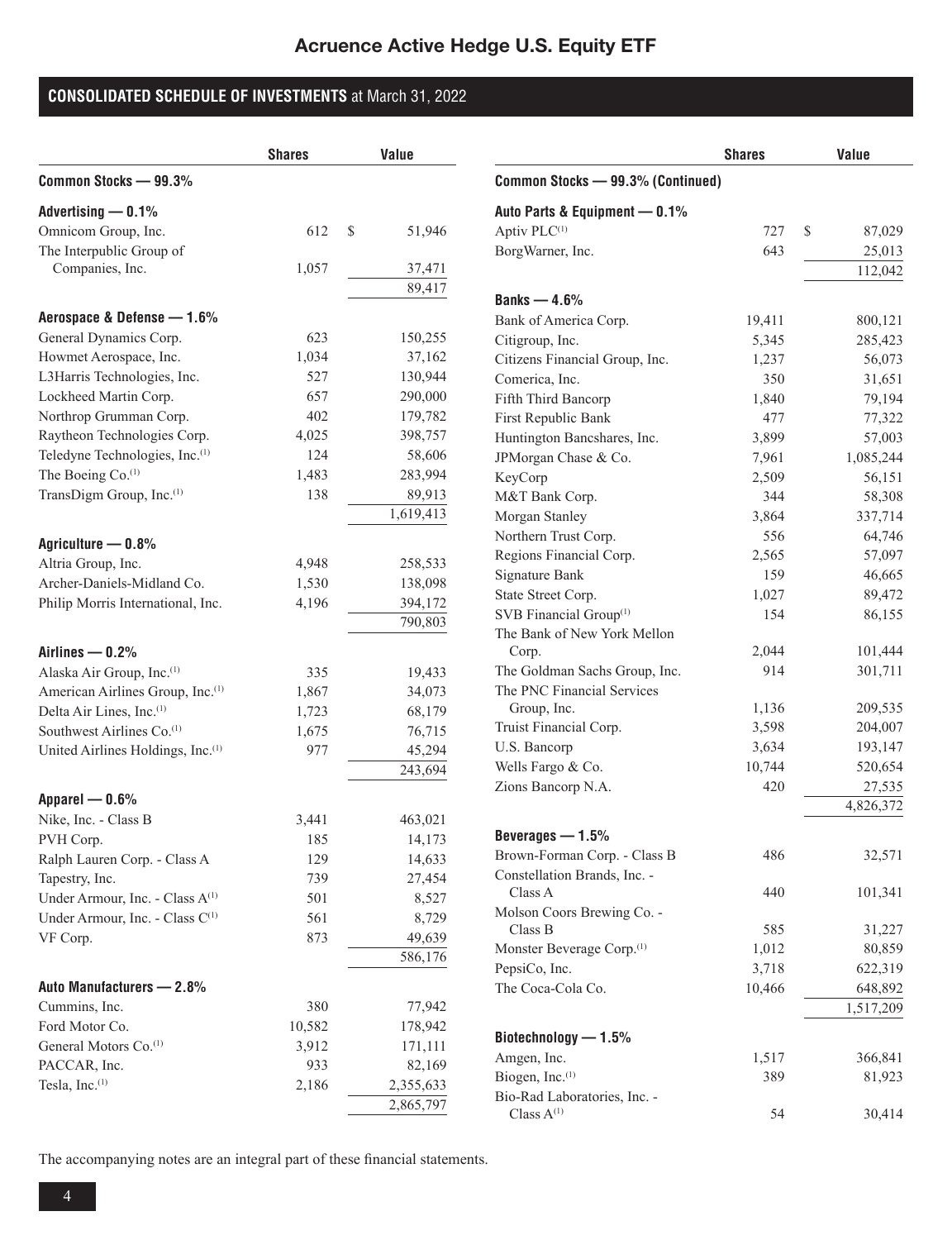# Acruence Active Hedge U.S. Equity ETF

## CONSOLIDATED SCHEDULE OF INVESTMENTS at March 31, 2022

| | Shares | Value |
|---|---|---|
| **Common Stocks — 99.3%** | | |
| **Advertising — 0.1%** | | |
| Omnicom Group, Inc. | 612 | $ 51,946 |
| The Interpublic Group of Companies, Inc. | 1,057 | 37,471 |
| | | 89,417 |
| **Aerospace & Defense — 1.6%** | | |
| General Dynamics Corp. | 623 | 150,255 |
| Howmet Aerospace, Inc. | 1,034 | 37,162 |
| L3Harris Technologies, Inc. | 527 | 130,944 |
| Lockheed Martin Corp. | 657 | 290,000 |
| Northrop Grumman Corp. | 402 | 179,782 |
| Raytheon Technologies Corp. | 4,025 | 398,757 |
| Teledyne Technologies, Inc.[(1)] | 124 | 58,606 |
| The Boeing Co.[(1)] | 1,483 | 283,994 |
| TransDigm Group, Inc.[(1)] | 138 | 89,913 |
| | | 1,619,413 |
| **Agriculture — 0.8%** | | |
| Altria Group, Inc. | 4,948 | 258,533 |
| Archer-Daniels-Midland Co. | 1,530 | 138,098 |
| Philip Morris International, Inc. | 4,196 | 394,172 |
| | | 790,803 |
| **Airlines — 0.2%** | | |
| Alaska Air Group, Inc.[(1)] | 335 | 19,433 |
| American Airlines Group, Inc.[(1)] | 1,867 | 34,073 |
| Delta Air Lines, Inc.[(1)] | 1,723 | 68,179 |
| Southwest Airlines Co.[(1)] | 1,675 | 76,715 |
| United Airlines Holdings, Inc.[(1)] | 977 | 45,294 |
| | | 243,694 |
| **Apparel — 0.6%** | | |
| Nike, Inc. - Class B | 3,441 | 463,021 |
| PVH Corp. | 185 | 14,173 |
| Ralph Lauren Corp. - Class A | 129 | 14,633 |
| Tapestry, Inc. | 739 | 27,454 |
| Under Armour, Inc. - Class A[(1)] | 501 | 8,527 |
| Under Armour, Inc. - Class C[(1)] | 561 | 8,729 |
| VF Corp. | 873 | 49,639 |
| | | 586,176 |
| **Auto Manufacturers — 2.8%** | | |
| Cummins, Inc. | 380 | 77,942 |
| Ford Motor Co. | 10,582 | 178,942 |
| General Motors Co.[(1)] | 3,912 | 171,111 |
| PACCAR, Inc. | 933 | 82,169 |
| Tesla, Inc.[(1)] | 2,186 | 2,355,633 |
| | | 2,865,797 |
| **Common Stocks — 99.3% (Continued)** | | |
| **Auto Parts & Equipment — 0.1%** | | |
| Aptiv PLC[(1)] | 727 | $ 87,029 |
| BorgWarner, Inc. | 643 | 25,013 |
| | | 112,042 |
| **Banks — 4.6%** | | |
| Bank of America Corp. | 19,411 | 800,121 |
| Citigroup, Inc. | 5,345 | 285,423 |
| Citizens Financial Group, Inc. | 1,237 | 56,073 |
| Comerica, Inc. | 350 | 31,651 |
| Fifth Third Bancorp | 1,840 | 79,194 |
| First Republic Bank | 477 | 77,322 |
| Huntington Bancshares, Inc. | 3,899 | 57,003 |
| JPMorgan Chase & Co. | 7,961 | 1,085,244 |
| KeyCorp | 2,509 | 56,151 |
| M&T Bank Corp. | 344 | 58,308 |
| Morgan Stanley | 3,864 | 337,714 |
| Northern Trust Corp. | 556 | 64,746 |
| Regions Financial Corp. | 2,565 | 57,097 |
| Signature Bank | 159 | 46,665 |
| State Street Corp. | 1,027 | 89,472 |
| SVB Financial Group[(1)] | 154 | 86,155 |
| The Bank of New York Mellon Corp. | 2,044 | 101,444 |
| The Goldman Sachs Group, Inc. | 914 | 301,711 |
| The PNC Financial Services Group, Inc. | 1,136 | 209,535 |
| Truist Financial Corp. | 3,598 | 204,007 |
| U.S. Bancorp | 3,634 | 193,147 |
| Wells Fargo & Co. | 10,744 | 520,654 |
| Zions Bancorp N.A. | 420 | 27,535 |
| | | 4,826,372 |
| **Beverages — 1.5%** | | |
| Brown-Forman Corp. - Class B | 486 | 32,571 |
| Constellation Brands, Inc. - Class A | 440 | 101,341 |
| Molson Coors Brewing Co. - Class B | 585 | 31,227 |
| Monster Beverage Corp.[(1)] | 1,012 | 80,859 |
| PepsiCo, Inc. | 3,718 | 622,319 |
| The Coca-Cola Co. | 10,466 | 648,892 |
| | | 1,517,209 |
| **Biotechnology — 1.5%** | | |
| Amgen, Inc. | 1,517 | 366,841 |
| Biogen, Inc.[(1)] | 389 | 81,923 |
| Bio-Rad Laboratories, Inc. - Class A[(1)] | 54 | 30,414 |

The accompanying notes are an integral part of these financial statements.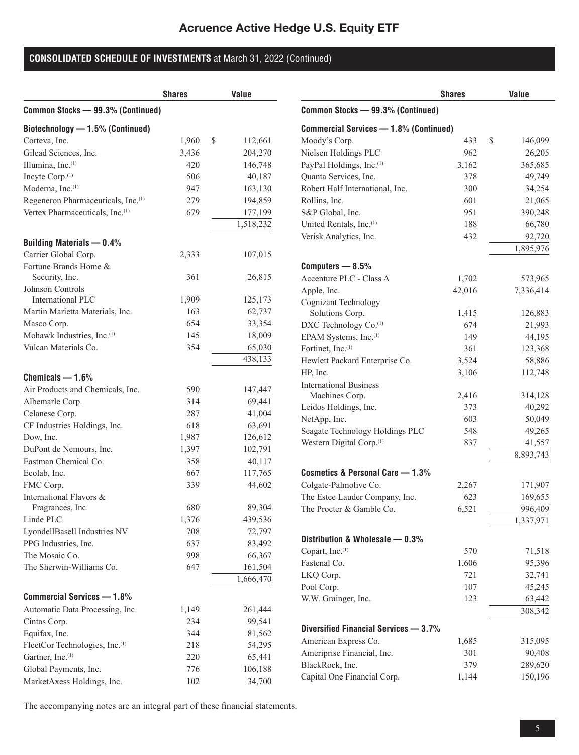# Acruence Active Hedge U.S. Equity ETF

## CONSOLIDATED SCHEDULE OF INVESTMENTS at March 31, 2022 (Continued)

| | Shares | Value |
|---|---|---|
| **Common Stocks — 99.3% (Continued)** | | |
| **Biotechnology — 1.5% (Continued)** | | |
| Corteva, Inc. | 1,960 | $ 112,661 |
| Gilead Sciences, Inc. | 3,436 | 204,270 |
| Illumina, Inc.(1) | 420 | 146,748 |
| Incyte Corp.(1) | 506 | 40,187 |
| Moderna, Inc.(1) | 947 | 163,130 |
| Regeneron Pharmaceuticals, Inc.(1) | 279 | 194,859 |
| Vertex Pharmaceuticals, Inc.(1) | 679 | 177,199 |
| | | 1,518,232 |
| **Building Materials — 0.4%** | | |
| Carrier Global Corp. | 2,333 | 107,015 |
| Fortune Brands Home & Security, Inc. | 361 | 26,815 |
| Johnson Controls International PLC | 1,909 | 125,173 |
| Martin Marietta Materials, Inc. | 163 | 62,737 |
| Masco Corp. | 654 | 33,354 |
| Mohawk Industries, Inc.(1) | 145 | 18,009 |
| Vulcan Materials Co. | 354 | 65,030 |
| | | 438,133 |
| **Chemicals — 1.6%** | | |
| Air Products and Chemicals, Inc. | 590 | 147,447 |
| Albemarle Corp. | 314 | 69,441 |
| Celanese Corp. | 287 | 41,004 |
| CF Industries Holdings, Inc. | 618 | 63,691 |
| Dow, Inc. | 1,987 | 126,612 |
| DuPont de Nemours, Inc. | 1,397 | 102,791 |
| Eastman Chemical Co. | 358 | 40,117 |
| Ecolab, Inc. | 667 | 117,765 |
| FMC Corp. | 339 | 44,602 |
| International Flavors & Fragrances, Inc. | 680 | 89,304 |
| Linde PLC | 1,376 | 439,536 |
| LyondellBasell Industries NV | 708 | 72,797 |
| PPG Industries, Inc. | 637 | 83,492 |
| The Mosaic Co. | 998 | 66,367 |
| The Sherwin-Williams Co. | 647 | 161,504 |
| | | 1,666,470 |
| **Commercial Services — 1.8%** | | |
| Automatic Data Processing, Inc. | 1,149 | 261,444 |
| Cintas Corp. | 234 | 99,541 |
| Equifax, Inc. | 344 | 81,562 |
| FleetCor Technologies, Inc.(1) | 218 | 54,295 |
| Gartner, Inc.(1) | 220 | 65,441 |
| Global Payments, Inc. | 776 | 106,188 |
| MarketAxess Holdings, Inc. | 102 | 34,700 |
| Moody's Corp. | 433 | $ 146,099 |
| Nielsen Holdings PLC | 962 | 26,205 |
| PayPal Holdings, Inc.(1) | 3,162 | 365,685 |
| Quanta Services, Inc. | 378 | 49,749 |
| Robert Half International, Inc. | 300 | 34,254 |
| Rollins, Inc. | 601 | 21,065 |
| S&P Global, Inc. | 951 | 390,248 |
| United Rentals, Inc.(1) | 188 | 66,780 |
| Verisk Analytics, Inc. | 432 | 92,720 |
| | | 1,895,976 |
| **Computers — 8.5%** | | |
| Accenture PLC - Class A | 1,702 | 573,965 |
| Apple, Inc. | 42,016 | 7,336,414 |
| Cognizant Technology Solutions Corp. | 1,415 | 126,883 |
| DXC Technology Co.(1) | 674 | 21,993 |
| EPAM Systems, Inc.(1) | 149 | 44,195 |
| Fortinet, Inc.(1) | 361 | 123,368 |
| Hewlett Packard Enterprise Co. | 3,524 | 58,886 |
| HP, Inc. | 3,106 | 112,748 |
| International Business Machines Corp. | 2,416 | 314,128 |
| Leidos Holdings, Inc. | 373 | 40,292 |
| NetApp, Inc. | 603 | 50,049 |
| Seagate Technology Holdings PLC | 548 | 49,265 |
| Western Digital Corp.(1) | 837 | 41,557 |
| | | 8,893,743 |
| **Cosmetics & Personal Care — 1.3%** | | |
| Colgate-Palmolive Co. | 2,267 | 171,907 |
| The Estee Lauder Company, Inc. | 623 | 169,655 |
| The Procter & Gamble Co. | 6,521 | 996,409 |
| | | 1,337,971 |
| **Distribution & Wholesale — 0.3%** | | |
| Copart, Inc.(1) | 570 | 71,518 |
| Fastenal Co. | 1,606 | 95,396 |
| LKQ Corp. | 721 | 32,741 |
| Pool Corp. | 107 | 45,245 |
| W.W. Grainger, Inc. | 123 | 63,442 |
| | | 308,342 |
| **Diversified Financial Services — 3.7%** | | |
| American Express Co. | 1,685 | 315,095 |
| Ameriprise Financial, Inc. | 301 | 90,408 |
| BlackRock, Inc. | 379 | 289,620 |
| Capital One Financial Corp. | 1,144 | 150,196 |

The accompanying notes are an integral part of these financial statements.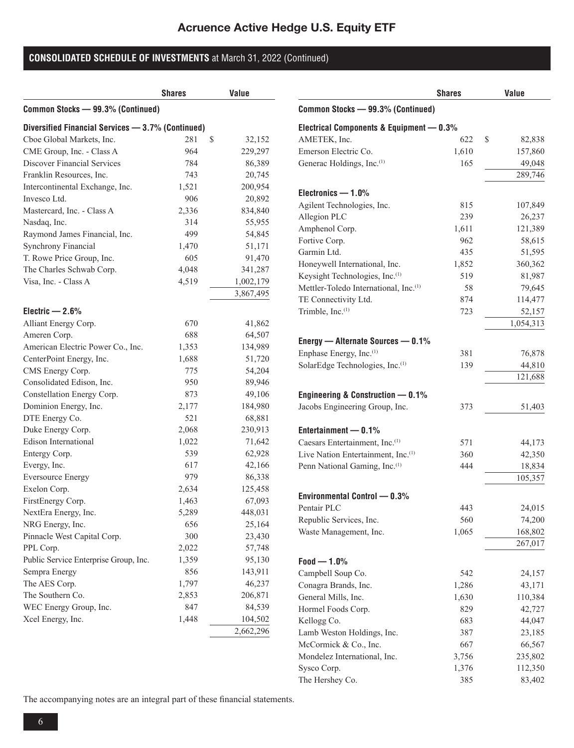# Acruence Active Hedge U.S. Equity ETF

## CONSOLIDATED SCHEDULE OF INVESTMENTS at March 31, 2022 (Continued)

| | Shares | Value |
|---|---|---|
| **Common Stocks — 99.3% (Continued)** | | |
| **Diversified Financial Services — 3.7% (Continued)** | | |
| Cboe Global Markets, Inc. | 281 | $ 32,152 |
| CME Group, Inc. - Class A | 964 | 229,297 |
| Discover Financial Services | 784 | 86,389 |
| Franklin Resources, Inc. | 743 | 20,745 |
| Intercontinental Exchange, Inc. | 1,521 | 200,954 |
| Invesco Ltd. | 906 | 20,892 |
| Mastercard, Inc. - Class A | 2,336 | 834,840 |
| Nasdaq, Inc. | 314 | 55,955 |
| Raymond James Financial, Inc. | 499 | 54,845 |
| Synchrony Financial | 1,470 | 51,171 |
| T. Rowe Price Group, Inc. | 605 | 91,470 |
| The Charles Schwab Corp. | 4,048 | 341,287 |
| Visa, Inc. - Class A | 4,519 | 1,002,179 |
| | | 3,867,495 |
| **Electric — 2.6%** | | |
| Alliant Energy Corp. | 670 | 41,862 |
| Ameren Corp. | 688 | 64,507 |
| American Electric Power Co., Inc. | 1,353 | 134,989 |
| CenterPoint Energy, Inc. | 1,688 | 51,720 |
| CMS Energy Corp. | 775 | 54,204 |
| Consolidated Edison, Inc. | 950 | 89,946 |
| Constellation Energy Corp. | 873 | 49,106 |
| Dominion Energy, Inc. | 2,177 | 184,980 |
| DTE Energy Co. | 521 | 68,881 |
| Duke Energy Corp. | 2,068 | 230,913 |
| Edison International | 1,022 | 71,642 |
| Entergy Corp. | 539 | 62,928 |
| Evergy, Inc. | 617 | 42,166 |
| Eversource Energy | 979 | 86,338 |
| Exelon Corp. | 2,634 | 125,458 |
| FirstEnergy Corp. | 1,463 | 67,093 |
| NextEra Energy, Inc. | 5,289 | 448,031 |
| NRG Energy, Inc. | 656 | 25,164 |
| Pinnacle West Capital Corp. | 300 | 23,430 |
| PPL Corp. | 2,022 | 57,748 |
| Public Service Enterprise Group, Inc. | 1,359 | 95,130 |
| Sempra Energy | 856 | 143,911 |
| The AES Corp. | 1,797 | 46,237 |
| The Southern Co. | 2,853 | 206,871 |
| WEC Energy Group, Inc. | 847 | 84,539 |
| Xcel Energy, Inc. | 1,448 | 104,502 |
| | | 2,662,296 |
| **Electrical Components & Equipment — 0.3%** | | |
| AMETEK, Inc. | 622 | $ 82,838 |
| Emerson Electric Co. | 1,610 | 157,860 |
| Generac Holdings, Inc.[(1)] | 165 | 49,048 |
| | | 289,746 |
| **Electronics — 1.0%** | | |
| Agilent Technologies, Inc. | 815 | 107,849 |
| Allegion PLC | 239 | 26,237 |
| Amphenol Corp. | 1,611 | 121,389 |
| Fortive Corp. | 962 | 58,615 |
| Garmin Ltd. | 435 | 51,595 |
| Honeywell International, Inc. | 1,852 | 360,362 |
| Keysight Technologies, Inc.[(1)] | 519 | 81,987 |
| Mettler-Toledo International, Inc.[(1)] | 58 | 79,645 |
| TE Connectivity Ltd. | 874 | 114,477 |
| Trimble, Inc.[(1)] | 723 | 52,157 |
| | | 1,054,313 |
| **Energy — Alternate Sources — 0.1%** | | |
| Enphase Energy, Inc.[(1)] | 381 | 76,878 |
| SolarEdge Technologies, Inc.[(1)] | 139 | 44,810 |
| | | 121,688 |
| **Engineering & Construction — 0.1%** | | |
| Jacobs Engineering Group, Inc. | 373 | 51,403 |
| **Entertainment — 0.1%** | | |
| Caesars Entertainment, Inc.[(1)] | 571 | 44,173 |
| Live Nation Entertainment, Inc.[(1)] | 360 | 42,350 |
| Penn National Gaming, Inc.[(1)] | 444 | 18,834 |
| | | 105,357 |
| **Environmental Control — 0.3%** | | |
| Pentair PLC | 443 | 24,015 |
| Republic Services, Inc. | 560 | 74,200 |
| Waste Management, Inc. | 1,065 | 168,802 |
| | | 267,017 |
| **Food — 1.0%** | | |
| Campbell Soup Co. | 542 | 24,157 |
| Conagra Brands, Inc. | 1,286 | 43,171 |
| General Mills, Inc. | 1,630 | 110,384 |
| Hormel Foods Corp. | 829 | 42,727 |
| Kellogg Co. | 683 | 44,047 |
| Lamb Weston Holdings, Inc. | 387 | 23,185 |
| McCormick & Co., Inc. | 667 | 66,567 |
| Mondelez International, Inc. | 3,756 | 235,802 |
| Sysco Corp. | 1,376 | 112,350 |
| The Hershey Co. | 385 | 83,402 |

The accompanying notes are an integral part of these financial statements.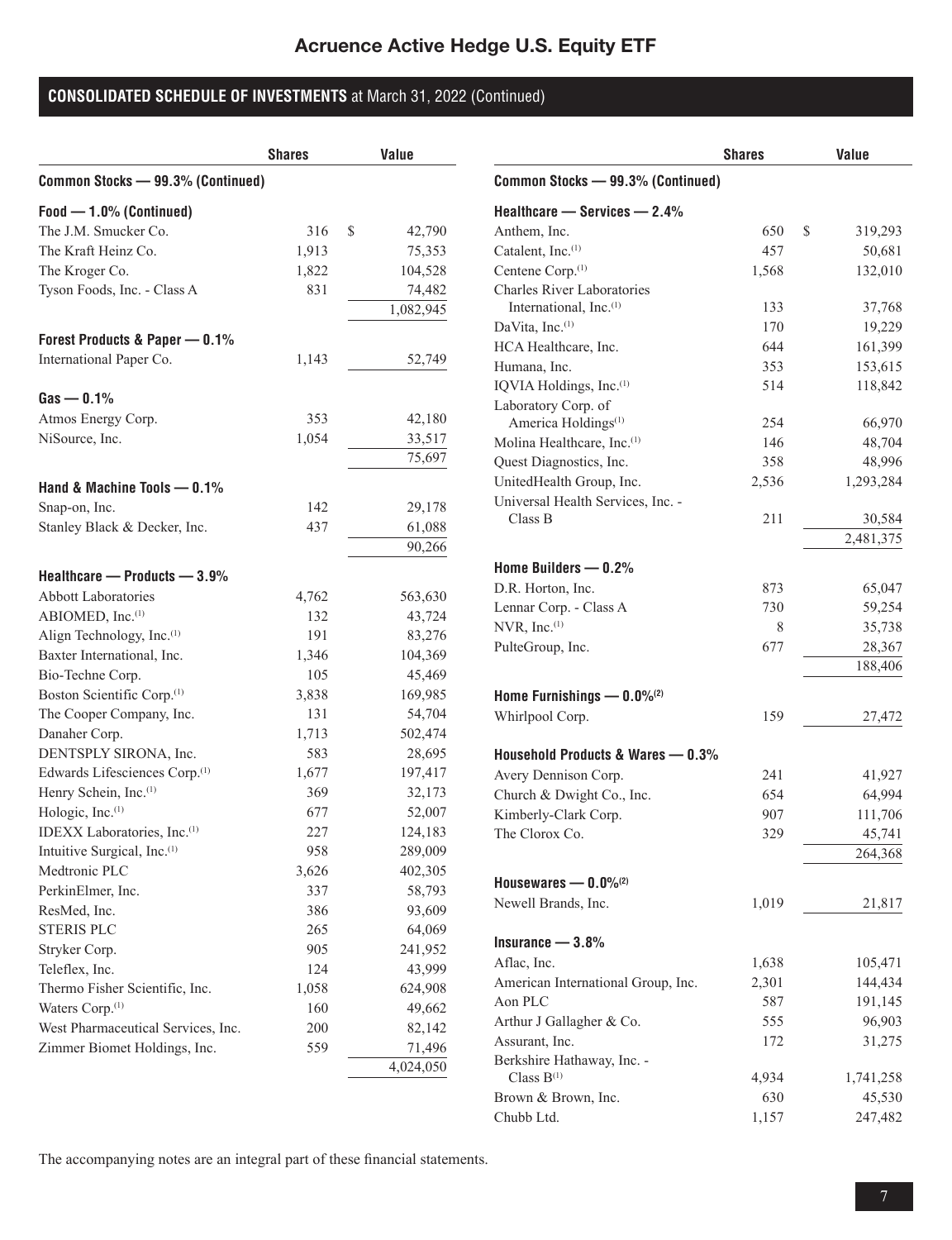## Acruence Active Hedge U.S. Equity ETF

**CONSOLIDATED SCHEDULE OF INVESTMENTS** at March 31, 2022 (Continued)

| | Shares | Value |
|---|---|---|
| **Common Stocks — 99.3% (Continued)** | | |
| **Food — 1.0% (Continued)** | | |
| The J.M. Smucker Co. | 316 | $ 42,790 |
| The Kraft Heinz Co. | 1,913 | 75,353 |
| The Kroger Co. | 1,822 | 104,528 |
| Tyson Foods, Inc. - Class A | 831 | 74,482 |
| | | 1,082,945 |
| **Forest Products & Paper — 0.1%** | | |
| International Paper Co. | 1,143 | 52,749 |
| **Gas — 0.1%** | | |
| Atmos Energy Corp. | 353 | 42,180 |
| NiSource, Inc. | 1,054 | 33,517 |
| | | 75,697 |
| **Hand & Machine Tools — 0.1%** | | |
| Snap-on, Inc. | 142 | 29,178 |
| Stanley Black & Decker, Inc. | 437 | 61,088 |
| | | 90,266 |
| **Healthcare — Products — 3.9%** | | |
| Abbott Laboratories | 4,762 | 563,630 |
| ABIOMED, Inc.[1] | 132 | 43,724 |
| Align Technology, Inc.[1] | 191 | 83,276 |
| Baxter International, Inc. | 1,346 | 104,369 |
| Bio-Techne Corp. | 105 | 45,469 |
| Boston Scientific Corp.[1] | 3,838 | 169,985 |
| The Cooper Company, Inc. | 131 | 54,704 |
| Danaher Corp. | 1,713 | 502,474 |
| DENTSPLY SIRONA, Inc. | 583 | 28,695 |
| Edwards Lifesciences Corp.[1] | 1,677 | 197,417 |
| Henry Schein, Inc.[1] | 369 | 32,173 |
| Hologic, Inc.[1] | 677 | 52,007 |
| IDEXX Laboratories, Inc.[1] | 227 | 124,183 |
| Intuitive Surgical, Inc.[1] | 958 | 289,009 |
| Medtronic PLC | 3,626 | 402,305 |
| PerkinElmer, Inc. | 337 | 58,793 |
| ResMed, Inc. | 386 | 93,609 |
| STERIS PLC | 265 | 64,069 |
| Stryker Corp. | 905 | 241,952 |
| Teleflex, Inc. | 124 | 43,999 |
| Thermo Fisher Scientific, Inc. | 1,058 | 624,908 |
| Waters Corp.[1] | 160 | 49,662 |
| West Pharmaceutical Services, Inc. | 200 | 82,142 |
| Zimmer Biomet Holdings, Inc. | 559 | 71,496 |
| | | 4,024,050 |
| **Healthcare — Services — 2.4%** | | |
| Anthem, Inc. | 650 | $ 319,293 |
| Catalent, Inc.[1] | 457 | 50,681 |
| Centene Corp.[1] | 1,568 | 132,010 |
| Charles River Laboratories International, Inc.[1] | 133 | 37,768 |
| DaVita, Inc.[1] | 170 | 19,229 |
| HCA Healthcare, Inc. | 644 | 161,399 |
| Humana, Inc. | 353 | 153,615 |
| IQVIA Holdings, Inc.[1] | 514 | 118,842 |
| Laboratory Corp. of America Holdings[1] | 254 | 66,970 |
| Molina Healthcare, Inc.[1] | 146 | 48,704 |
| Quest Diagnostics, Inc. | 358 | 48,996 |
| UnitedHealth Group, Inc. | 2,536 | 1,293,284 |
| Universal Health Services, Inc. - Class B | 211 | 30,584 |
| | | 2,481,375 |
| **Home Builders — 0.2%** | | |
| D.R. Horton, Inc. | 873 | 65,047 |
| Lennar Corp. - Class A | 730 | 59,254 |
| NVR, Inc.[1] | 8 | 35,738 |
| PulteGroup, Inc. | 677 | 28,367 |
| | | 188,406 |
| **Home Furnishings — 0.0%[2]** | | |
| Whirlpool Corp. | 159 | 27,472 |
| **Household Products & Wares — 0.3%** | | |
| Avery Dennison Corp. | 241 | 41,927 |
| Church & Dwight Co., Inc. | 654 | 64,994 |
| Kimberly-Clark Corp. | 907 | 111,706 |
| The Clorox Co. | 329 | 45,741 |
| | | 264,368 |
| **Housewares — 0.0%[2]** | | |
| Newell Brands, Inc. | 1,019 | 21,817 |
| **Insurance — 3.8%** | | |
| Aflac, Inc. | 1,638 | 105,471 |
| American International Group, Inc. | 2,301 | 144,434 |
| Aon PLC | 587 | 191,145 |
| Arthur J Gallagher & Co. | 555 | 96,903 |
| Assurant, Inc. | 172 | 31,275 |
| Berkshire Hathaway, Inc. - Class B[1] | 4,934 | 1,741,258 |
| Brown & Brown, Inc. | 630 | 45,530 |
| Chubb Ltd. | 1,157 | 247,482 |

The accompanying notes are an integral part of these financial statements.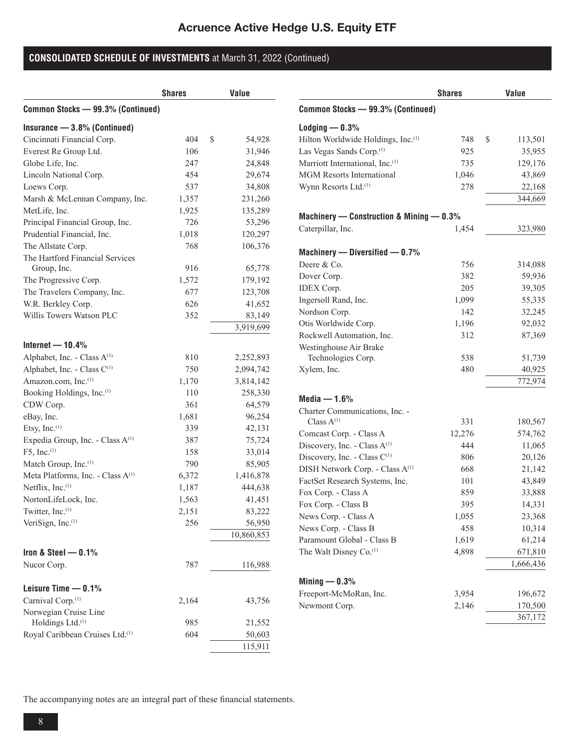## Acruence Active Hedge U.S. Equity ETF

### CONSOLIDATED SCHEDULE OF INVESTMENTS at March 31, 2022 (Continued)

| | Shares | Value |
|---|---|---|
| **Common Stocks — 99.3% (Continued)** | | |
| **Insurance — 3.8% (Continued)** | | |
| Cincinnati Financial Corp. | 404 | $ 54,928 |
| Everest Re Group Ltd. | 106 | 31,946 |
| Globe Life, Inc. | 247 | 24,848 |
| Lincoln National Corp. | 454 | 29,674 |
| Loews Corp. | 537 | 34,808 |
| Marsh & McLennan Company, Inc. | 1,357 | 231,260 |
| MetLife, Inc. | 1,925 | 135,289 |
| Principal Financial Group, Inc. | 726 | 53,296 |
| Prudential Financial, Inc. | 1,018 | 120,297 |
| The Allstate Corp. | 768 | 106,376 |
| The Hartford Financial Services Group, Inc. | 916 | 65,778 |
| The Progressive Corp. | 1,572 | 179,192 |
| The Travelers Company, Inc. | 677 | 123,708 |
| W.R. Berkley Corp. | 626 | 41,652 |
| Willis Towers Watson PLC | 352 | 83,149 |
| | | 3,919,699 |
| **Internet — 10.4%** | | |
| Alphabet, Inc. - Class A[(1)] | 810 | 2,252,893 |
| Alphabet, Inc. - Class C[(1)] | 750 | 2,094,742 |
| Amazon.com, Inc.[(1)] | 1,170 | 3,814,142 |
| Booking Holdings, Inc.[(1)] | 110 | 258,330 |
| CDW Corp. | 361 | 64,579 |
| eBay, Inc. | 1,681 | 96,254 |
| Etsy, Inc.[(1)] | 339 | 42,131 |
| Expedia Group, Inc. - Class A[(1)] | 387 | 75,724 |
| F5, Inc.[(1)] | 158 | 33,014 |
| Match Group, Inc.[(1)] | 790 | 85,905 |
| Meta Platforms, Inc. - Class A[(1)] | 6,372 | 1,416,878 |
| Netflix, Inc.[(1)] | 1,187 | 444,638 |
| NortonLifeLock, Inc. | 1,563 | 41,451 |
| Twitter, Inc.[(1)] | 2,151 | 83,222 |
| VeriSign, Inc.[(1)] | 256 | 56,950 |
| | | 10,860,853 |
| **Iron & Steel — 0.1%** | | |
| Nucor Corp. | 787 | 116,988 |
| **Leisure Time — 0.1%** | | |
| Carnival Corp.[(1)] | 2,164 | 43,756 |
| Norwegian Cruise Line Holdings Ltd.[(1)] | 985 | 21,552 |
| Royal Caribbean Cruises Ltd.[(1)] | 604 | 50,603 |
| | | 115,911 |
| **Lodging — 0.3%** | | |
| Hilton Worldwide Holdings, Inc.[(1)] | 748 | $ 113,501 |
| Las Vegas Sands Corp.[(1)] | 925 | 35,955 |
| Marriott International, Inc.[(1)] | 735 | 129,176 |
| MGM Resorts International | 1,046 | 43,869 |
| Wynn Resorts Ltd.[(1)] | 278 | 22,168 |
| | | 344,669 |
| **Machinery — Construction & Mining — 0.3%** | | |
| Caterpillar, Inc. | 1,454 | 323,980 |
| **Machinery — Diversified — 0.7%** | | |
| Deere & Co. | 756 | 314,088 |
| Dover Corp. | 382 | 59,936 |
| IDEX Corp. | 205 | 39,305 |
| Ingersoll Rand, Inc. | 1,099 | 55,335 |
| Nordson Corp. | 142 | 32,245 |
| Otis Worldwide Corp. | 1,196 | 92,032 |
| Rockwell Automation, Inc. | 312 | 87,369 |
| Westinghouse Air Brake Technologies Corp. | 538 | 51,739 |
| Xylem, Inc. | 480 | 40,925 |
| | | 772,974 |
| **Media — 1.6%** | | |
| Charter Communications, Inc. - Class A[(1)] | 331 | 180,567 |
| Comcast Corp. - Class A | 12,276 | 574,762 |
| Discovery, Inc. - Class A[(1)] | 444 | 11,065 |
| Discovery, Inc. - Class C[(1)] | 806 | 20,126 |
| DISH Network Corp. - Class A[(1)] | 668 | 21,142 |
| FactSet Research Systems, Inc. | 101 | 43,849 |
| Fox Corp. - Class A | 859 | 33,888 |
| Fox Corp. - Class B | 395 | 14,331 |
| News Corp. - Class A | 1,055 | 23,368 |
| News Corp. - Class B | 458 | 10,314 |
| Paramount Global - Class B | 1,619 | 61,214 |
| The Walt Disney Co.[(1)] | 4,898 | 671,810 |
| | | 1,666,436 |
| **Mining — 0.3%** | | |
| Freeport-McMoRan, Inc. | 3,954 | 196,672 |
| Newmont Corp. | 2,146 | 170,500 |
| | | 367,172 |

The accompanying notes are an integral part of these financial statements.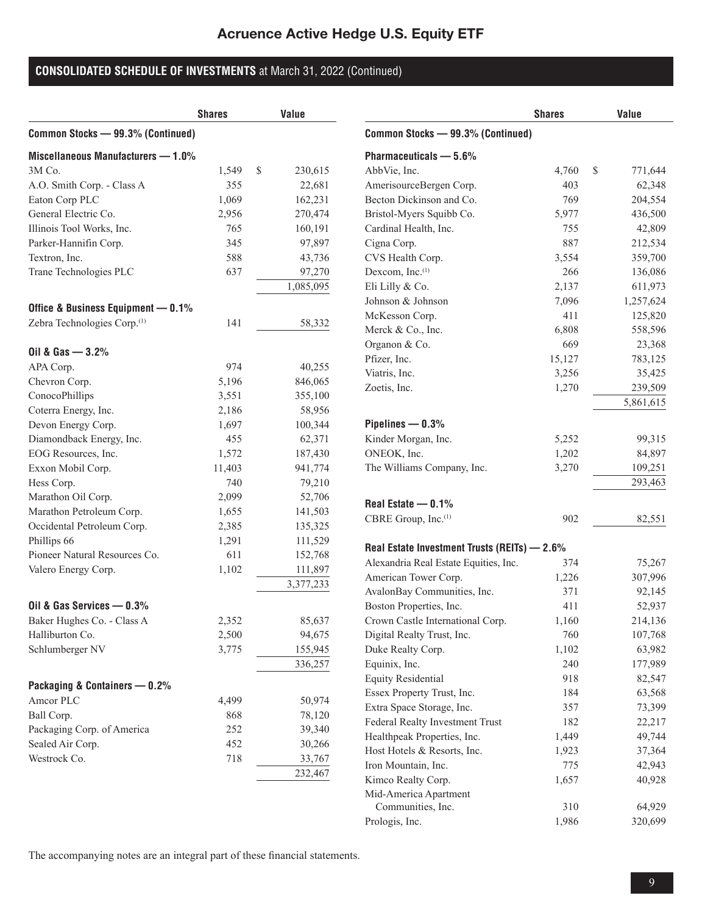## Acruence Active Hedge U.S. Equity ETF

**CONSOLIDATED SCHEDULE OF INVESTMENTS** at March 31, 2022 (Continued)

| | Shares | Value |
|---|---|---|
| **Common Stocks — 99.3% (Continued)** | | |
| **Miscellaneous Manufacturers — 1.0%** | | |
| 3M Co. | 1,549 | $ 230,615 |
| A.O. Smith Corp. - Class A | 355 | 22,681 |
| Eaton Corp PLC | 1,069 | 162,231 |
| General Electric Co. | 2,956 | 270,474 |
| Illinois Tool Works, Inc. | 765 | 160,191 |
| Parker-Hannifin Corp. | 345 | 97,897 |
| Textron, Inc. | 588 | 43,736 |
| Trane Technologies PLC | 637 | 97,270 |
| | | 1,085,095 |
| **Office & Business Equipment — 0.1%** | | |
| Zebra Technologies Corp.[1] | 141 | 58,332 |
| **Oil & Gas — 3.2%** | | |
| APA Corp. | 974 | 40,255 |
| Chevron Corp. | 5,196 | 846,065 |
| ConocoPhillips | 3,551 | 355,100 |
| Coterra Energy, Inc. | 2,186 | 58,956 |
| Devon Energy Corp. | 1,697 | 100,344 |
| Diamondback Energy, Inc. | 455 | 62,371 |
| EOG Resources, Inc. | 1,572 | 187,430 |
| Exxon Mobil Corp. | 11,403 | 941,774 |
| Hess Corp. | 740 | 79,210 |
| Marathon Oil Corp. | 2,099 | 52,706 |
| Marathon Petroleum Corp. | 1,655 | 141,503 |
| Occidental Petroleum Corp. | 2,385 | 135,325 |
| Phillips 66 | 1,291 | 111,529 |
| Pioneer Natural Resources Co. | 611 | 152,768 |
| Valero Energy Corp. | 1,102 | 111,897 |
| | | 3,377,233 |
| **Oil & Gas Services — 0.3%** | | |
| Baker Hughes Co. - Class A | 2,352 | 85,637 |
| Halliburton Co. | 2,500 | 94,675 |
| Schlumberger NV | 3,775 | 155,945 |
| | | 336,257 |
| **Packaging & Containers — 0.2%** | | |
| Amcor PLC | 4,499 | 50,974 |
| Ball Corp. | 868 | 78,120 |
| Packaging Corp. of America | 252 | 39,340 |
| Sealed Air Corp. | 452 | 30,266 |
| Westrock Co. | 718 | 33,767 |
| | | 232,467 |
| **Pharmaceuticals — 5.6%** | | |
| AbbVie, Inc. | 4,760 | $ 771,644 |
| AmerisourceBergen Corp. | 403 | 62,348 |
| Becton Dickinson and Co. | 769 | 204,554 |
| Bristol-Myers Squibb Co. | 5,977 | 436,500 |
| Cardinal Health, Inc. | 755 | 42,809 |
| Cigna Corp. | 887 | 212,534 |
| CVS Health Corp. | 3,554 | 359,700 |
| Dexcom, Inc.[1] | 266 | 136,086 |
| Eli Lilly & Co. | 2,137 | 611,973 |
| Johnson & Johnson | 7,096 | 1,257,624 |
| McKesson Corp. | 411 | 125,820 |
| Merck & Co., Inc. | 6,808 | 558,596 |
| Organon & Co. | 669 | 23,368 |
| Pfizer, Inc. | 15,127 | 783,125 |
| Viatris, Inc. | 3,256 | 35,425 |
| Zoetis, Inc. | 1,270 | 239,509 |
| | | 5,861,615 |
| **Pipelines — 0.3%** | | |
| Kinder Morgan, Inc. | 5,252 | 99,315 |
| ONEOK, Inc. | 1,202 | 84,897 |
| The Williams Company, Inc. | 3,270 | 109,251 |
| | | 293,463 |
| **Real Estate — 0.1%** | | |
| CBRE Group, Inc.[1] | 902 | 82,551 |
| **Real Estate Investment Trusts (REITs) — 2.6%** | | |
| Alexandria Real Estate Equities, Inc. | 374 | 75,267 |
| American Tower Corp. | 1,226 | 307,996 |
| AvalonBay Communities, Inc. | 371 | 92,145 |
| Boston Properties, Inc. | 411 | 52,937 |
| Crown Castle International Corp. | 1,160 | 214,136 |
| Digital Realty Trust, Inc. | 760 | 107,768 |
| Duke Realty Corp. | 1,102 | 63,982 |
| Equinix, Inc. | 240 | 177,989 |
| Equity Residential | 918 | 82,547 |
| Essex Property Trust, Inc. | 184 | 63,568 |
| Extra Space Storage, Inc. | 357 | 73,399 |
| Federal Realty Investment Trust | 182 | 22,217 |
| Healthpeak Properties, Inc. | 1,449 | 49,744 |
| Host Hotels & Resorts, Inc. | 1,923 | 37,364 |
| Iron Mountain, Inc. | 775 | 42,943 |
| Kimco Realty Corp. | 1,657 | 40,928 |
| Mid-America Apartment Communities, Inc. | 310 | 64,929 |
| Prologis, Inc. | 1,986 | 320,699 |

The accompanying notes are an integral part of these financial statements.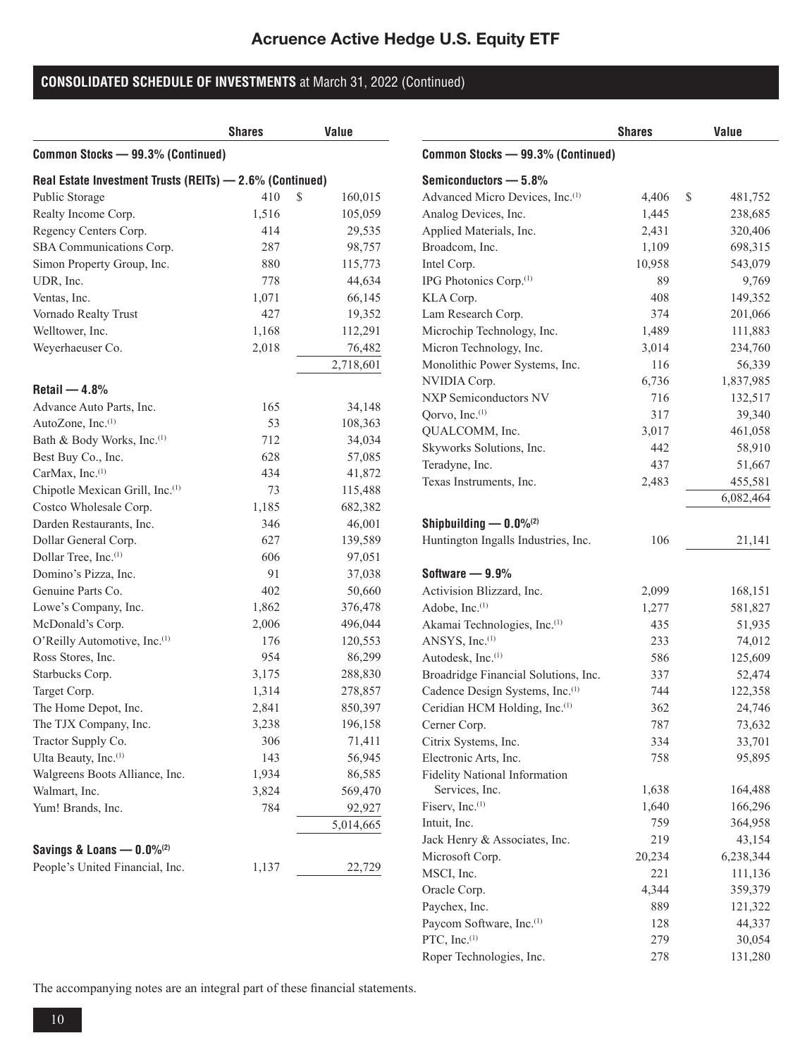# Acruence Active Hedge U.S. Equity ETF

## CONSOLIDATED SCHEDULE OF INVESTMENTS at March 31, 2022 (Continued)

| | Shares | Value |
|---|---|---|
| **Common Stocks — 99.3% (Continued)** | | |
| **Real Estate Investment Trusts (REITs) — 2.6% (Continued)** | | |
| Public Storage | 410 | $ 160,015 |
| Realty Income Corp. | 1,516 | 105,059 |
| Regency Centers Corp. | 414 | 29,535 |
| SBA Communications Corp. | 287 | 98,757 |
| Simon Property Group, Inc. | 880 | 115,773 |
| UDR, Inc. | 778 | 44,634 |
| Ventas, Inc. | 1,071 | 66,145 |
| Vornado Realty Trust | 427 | 19,352 |
| Welltower, Inc. | 1,168 | 112,291 |
| Weyerhaeuser Co. | 2,018 | 76,482 |
| | | 2,718,601 |
| **Retail — 4.8%** | | |
| Advance Auto Parts, Inc. | 165 | 34,148 |
| AutoZone, Inc.[1] | 53 | 108,363 |
| Bath & Body Works, Inc.[1] | 712 | 34,034 |
| Best Buy Co., Inc. | 628 | 57,085 |
| CarMax, Inc.[1] | 434 | 41,872 |
| Chipotle Mexican Grill, Inc.[1] | 73 | 115,488 |
| Costco Wholesale Corp. | 1,185 | 682,382 |
| Darden Restaurants, Inc. | 346 | 46,001 |
| Dollar General Corp. | 627 | 139,589 |
| Dollar Tree, Inc.[1] | 606 | 97,051 |
| Domino's Pizza, Inc. | 91 | 37,038 |
| Genuine Parts Co. | 402 | 50,660 |
| Lowe's Company, Inc. | 1,862 | 376,478 |
| McDonald's Corp. | 2,006 | 496,044 |
| O'Reilly Automotive, Inc.[1] | 176 | 120,553 |
| Ross Stores, Inc. | 954 | 86,299 |
| Starbucks Corp. | 3,175 | 288,830 |
| Target Corp. | 1,314 | 278,857 |
| The Home Depot, Inc. | 2,841 | 850,397 |
| The TJX Company, Inc. | 3,238 | 196,158 |
| Tractor Supply Co. | 306 | 71,411 |
| Ulta Beauty, Inc.[1] | 143 | 56,945 |
| Walgreens Boots Alliance, Inc. | 1,934 | 86,585 |
| Walmart, Inc. | 3,824 | 569,470 |
| Yum! Brands, Inc. | 784 | 92,927 |
| | | 5,014,665 |
| **Savings & Loans — 0.0%[2]** | | |
| People's United Financial, Inc. | 1,137 | 22,729 |

| | Shares | Value |
|---|---|---|
| **Common Stocks — 99.3% (Continued)** | | |
| **Semiconductors — 5.8%** | | |
| Advanced Micro Devices, Inc.[1] | 4,406 | $ 481,752 |
| Analog Devices, Inc. | 1,445 | 238,685 |
| Applied Materials, Inc. | 2,431 | 320,406 |
| Broadcom, Inc. | 1,109 | 698,315 |
| Intel Corp. | 10,958 | 543,079 |
| IPG Photonics Corp.[1] | 89 | 9,769 |
| KLA Corp. | 408 | 149,352 |
| Lam Research Corp. | 374 | 201,066 |
| Microchip Technology, Inc. | 1,489 | 111,883 |
| Micron Technology, Inc. | 3,014 | 234,760 |
| Monolithic Power Systems, Inc. | 116 | 56,339 |
| NVIDIA Corp. | 6,736 | 1,837,985 |
| NXP Semiconductors NV | 716 | 132,517 |
| Qorvo, Inc.[1] | 317 | 39,340 |
| QUALCOMM, Inc. | 3,017 | 461,058 |
| Skyworks Solutions, Inc. | 442 | 58,910 |
| Teradyne, Inc. | 437 | 51,667 |
| Texas Instruments, Inc. | 2,483 | 455,581 |
| | | 6,082,464 |
| **Shipbuilding — 0.0%[2]** | | |
| Huntington Ingalls Industries, Inc. | 106 | 21,141 |
| **Software — 9.9%** | | |
| Activision Blizzard, Inc. | 2,099 | 168,151 |
| Adobe, Inc.[1] | 1,277 | 581,827 |
| Akamai Technologies, Inc.[1] | 435 | 51,935 |
| ANSYS, Inc.[1] | 233 | 74,012 |
| Autodesk, Inc.[1] | 586 | 125,609 |
| Broadridge Financial Solutions, Inc. | 337 | 52,474 |
| Cadence Design Systems, Inc.[1] | 744 | 122,358 |
| Ceridian HCM Holding, Inc.[1] | 362 | 24,746 |
| Cerner Corp. | 787 | 73,632 |
| Citrix Systems, Inc. | 334 | 33,701 |
| Electronic Arts, Inc. | 758 | 95,895 |
| Fidelity National Information Services, Inc. | 1,638 | 164,488 |
| Fiserv, Inc.[1] | 1,640 | 166,296 |
| Intuit, Inc. | 759 | 364,958 |
| Jack Henry & Associates, Inc. | 219 | 43,154 |
| Microsoft Corp. | 20,234 | 6,238,344 |
| MSCI, Inc. | 221 | 111,136 |
| Oracle Corp. | 4,344 | 359,379 |
| Paychex, Inc. | 889 | 121,322 |
| Paycom Software, Inc.[1] | 128 | 44,337 |
| PTC, Inc.[1] | 279 | 30,054 |
| Roper Technologies, Inc. | 278 | 131,280 |

The accompanying notes are an integral part of these financial statements.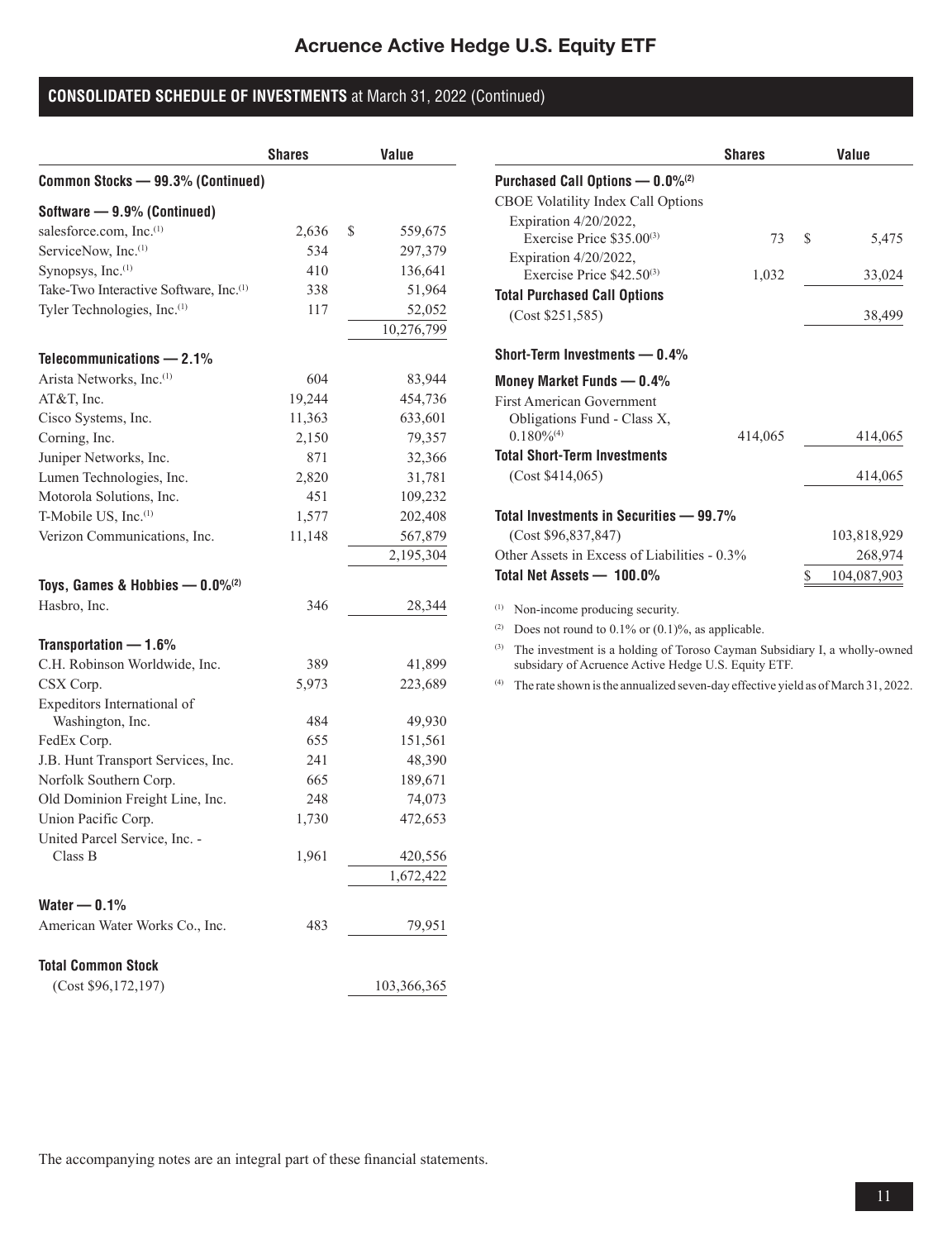# Acruence Active Hedge U.S. Equity ETF

## CONSOLIDATED SCHEDULE OF INVESTMENTS at March 31, 2022 (Continued)

| | Shares | Value |
|---|---|---|
| **Common Stocks — 99.3% (Continued)** | | |
| **Software — 9.9% (Continued)** | | |
| salesforce.com, Inc.[1] | 2,636 | $ 559,675 |
| ServiceNow, Inc.[1] | 534 | 297,379 |
| Synopsys, Inc.[1] | 410 | 136,641 |
| Take-Two Interactive Software, Inc.[1] | 338 | 51,964 |
| Tyler Technologies, Inc.[1] | 117 | 52,052 |
| | | 10,276,799 |
| **Telecommunications — 2.1%** | | |
| Arista Networks, Inc.[1] | 604 | 83,944 |
| AT&T, Inc. | 19,244 | 454,736 |
| Cisco Systems, Inc. | 11,363 | 633,601 |
| Corning, Inc. | 2,150 | 79,357 |
| Juniper Networks, Inc. | 871 | 32,366 |
| Lumen Technologies, Inc. | 2,820 | 31,781 |
| Motorola Solutions, Inc. | 451 | 109,232 |
| T-Mobile US, Inc.[1] | 1,577 | 202,408 |
| Verizon Communications, Inc. | 11,148 | 567,879 |
| | | 2,195,304 |
| **Toys, Games & Hobbies — 0.0%[2]** | | |
| Hasbro, Inc. | 346 | 28,344 |
| **Transportation — 1.6%** | | |
| C.H. Robinson Worldwide, Inc. | 389 | 41,899 |
| CSX Corp. | 5,973 | 223,689 |
| Expeditors International of Washington, Inc. | 484 | 49,930 |
| FedEx Corp. | 655 | 151,561 |
| J.B. Hunt Transport Services, Inc. | 241 | 48,390 |
| Norfolk Southern Corp. | 665 | 189,671 |
| Old Dominion Freight Line, Inc. | 248 | 74,073 |
| Union Pacific Corp. | 1,730 | 472,653 |
| United Parcel Service, Inc. - Class B | 1,961 | 420,556 |
| | | 1,672,422 |
| **Water — 0.1%** | | |
| American Water Works Co., Inc. | 483 | 79,951 |
| **Total Common Stock** | | |
| (Cost $96,172,197) | | 103,366,365 |

| | Shares | Value |
|---|---|---|
| **Purchased Call Options — 0.0%[2]** | | |
| CBOE Volatility Index Call Options | | |
| Expiration 4/20/2022, Exercise Price $35.00[3] | 73 | $ 5,475 |
| Expiration 4/20/2022, Exercise Price $42.50[3] | 1,032 | 33,024 |
| **Total Purchased Call Options** | | |
| (Cost $251,585) | | 38,499 |
| **Short-Term Investments — 0.4%** | | |
| **Money Market Funds — 0.4%** | | |
| First American Government Obligations Fund - Class X, 0.180%[4] | 414,065 | 414,065 |
| **Total Short-Term Investments** | | |
| (Cost $414,065) | | 414,065 |
| **Total Investments in Securities — 99.7%** | | |
| (Cost $96,837,847) | | 103,818,929 |
| Other Assets in Excess of Liabilities - 0.3% | | 268,974 |
| **Total Net Assets — 100.0%** | | $ 104,087,903 |

[1] Non-income producing security.

[2] Does not round to 0.1% or (0.1)%, as applicable.

[3] The investment is a holding of Toroso Cayman Subsidiary I, a wholly-owned subsidary of Acruence Active Hedge U.S. Equity ETF.

[4] The rate shown is the annualized seven-day effective yield as of March 31, 2022.

The accompanying notes are an integral part of these financial statements.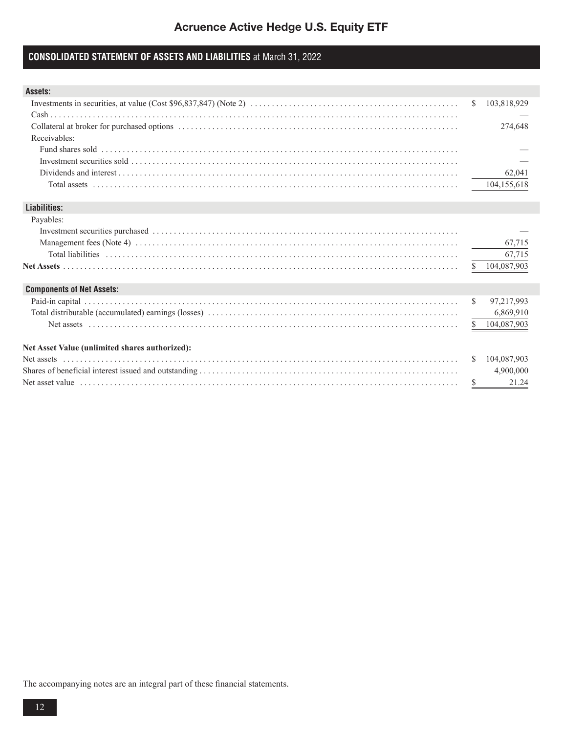# Acruence Active Hedge U.S. Equity ETF

## CONSOLIDATED STATEMENT OF ASSETS AND LIABILITIES at March 31, 2022

| | |
|---|---|
| **Assets:** | |
| Investments in securities, at value (Cost $96,837,847) (Note 2) | $ 103,818,929 |
| Cash | — |
| Collateral at broker for purchased options | 274,648 |
| Receivables: | |
| Fund shares sold | — |
| Investment securities sold | — |
| Dividends and interest | 62,041 |
| Total assets | 104,155,618 |
| **Liabilities:** | |
| Payables: | |
| Investment securities purchased | — |
| Management fees (Note 4) | 67,715 |
| Total liabilities | 67,715 |
| **Net Assets** | $ 104,087,903 |
| **Components of Net Assets:** | |
| Paid-in capital | $ 97,217,993 |
| Total distributable (accumulated) earnings (losses) | 6,869,910 |
| Net assets | $ 104,087,903 |
| **Net Asset Value (unlimited shares authorized):** | |
| Net assets | $ 104,087,903 |
| Shares of beneficial interest issued and outstanding | 4,900,000 |
| Net asset value | $ 21.24 |

The accompanying notes are an integral part of these financial statements.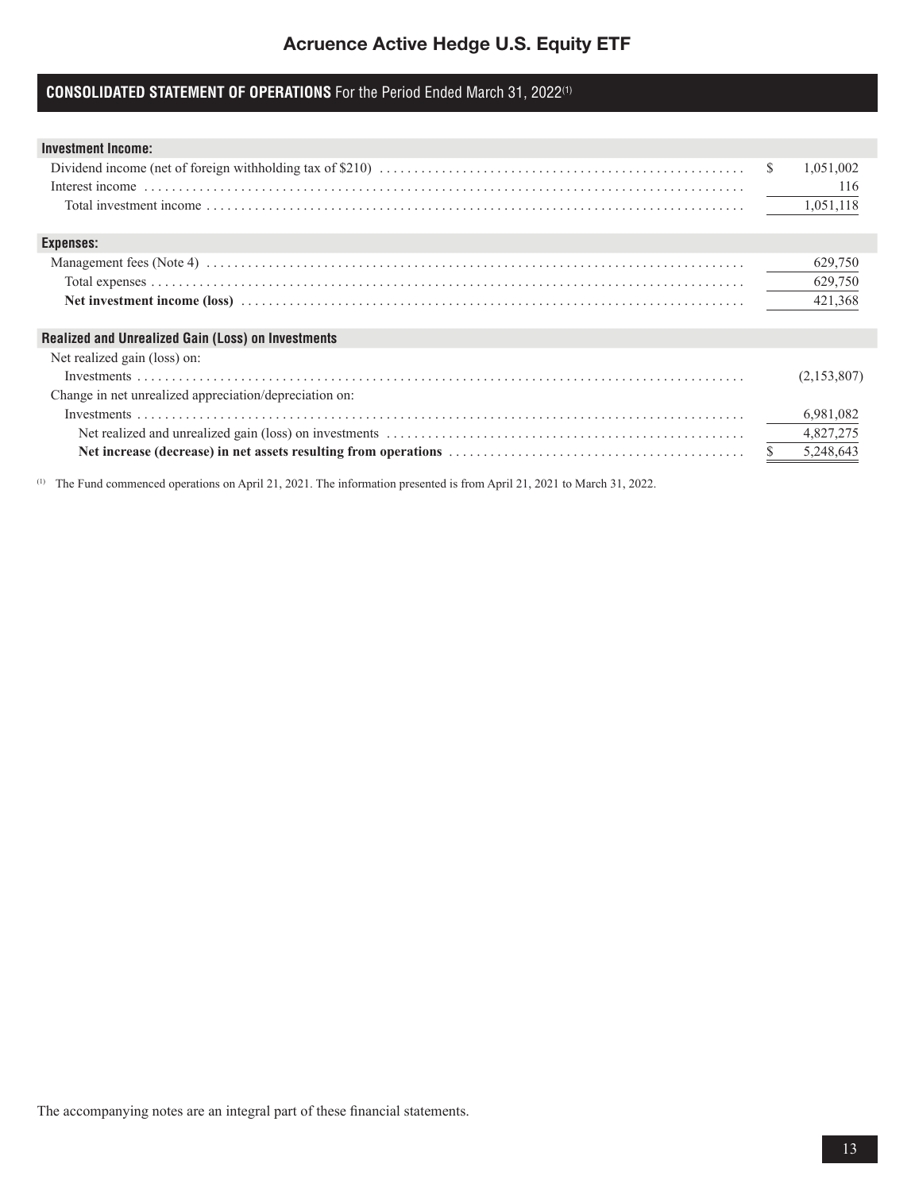# Acruence Active Hedge U.S. Equity ETF

## CONSOLIDATED STATEMENT OF OPERATIONS For the Period Ended March 31, 2022[(1)]

| | |
|---|---|
| **Investment Income:** | |
| Dividend income (net of foreign withholding tax of $210) | $ 1,051,002 |
| Interest income | 116 |
| Total investment income | 1,051,118 |
| **Expenses:** | |
| Management fees (Note 4) | 629,750 |
| Total expenses | 629,750 |
| **Net investment income (loss)** | 421,368 |
| **Realized and Unrealized Gain (Loss) on Investments** | |
| Net realized gain (loss) on: | |
| Investments | (2,153,807) |
| Change in net unrealized appreciation/depreciation on: | |
| Investments | 6,981,082 |
| Net realized and unrealized gain (loss) on investments | 4,827,275 |
| **Net increase (decrease) in net assets resulting from operations** | $ 5,248,643 |

(1) The Fund commenced operations on April 21, 2021. The information presented is from April 21, 2021 to March 31, 2022.

The accompanying notes are an integral part of these financial statements.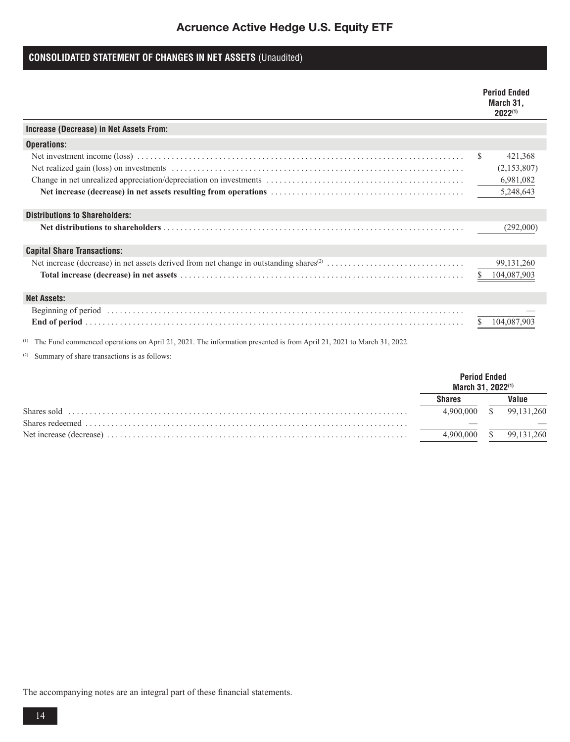# Acruence Active Hedge U.S. Equity ETF

## CONSOLIDATED STATEMENT OF CHANGES IN NET ASSETS (Unaudited)

| | Period Ended March 31, 2022[(1)] |
|---|---|
| **Increase (Decrease) in Net Assets From:** | |
| **Operations:** | |
| Net investment income (loss) | $ 421,368 |
| Net realized gain (loss) on investments | (2,153,807) |
| Change in net unrealized appreciation/depreciation on investments | 6,981,082 |
| **Net increase (decrease) in net assets resulting from operations** | 5,248,643 |
| **Distributions to Shareholders:** | |
| **Net distributions to shareholders** | (292,000) |
| **Capital Share Transactions:** | |
| Net increase (decrease) in net assets derived from net change in outstanding shares[(2)] | 99,131,260 |
| **Total increase (decrease) in net assets** | $ 104,087,903 |
| **Net Assets:** | |
| Beginning of period | — |
| **End of period** | $ 104,087,903 |

(1) The Fund commenced operations on April 21, 2021. The information presented is from April 21, 2021 to March 31, 2022.

(2) Summary of share transactions is as follows:

| | Period Ended March 31, 2022[(1)] | |
|---|---|---|
| | **Shares** | **Value** |
| Shares sold | 4,900,000 | $ 99,131,260 |
| Shares redeemed | — | — |
| Net increase (decrease) | 4,900,000 | $ 99,131,260 |

The accompanying notes are an integral part of these financial statements.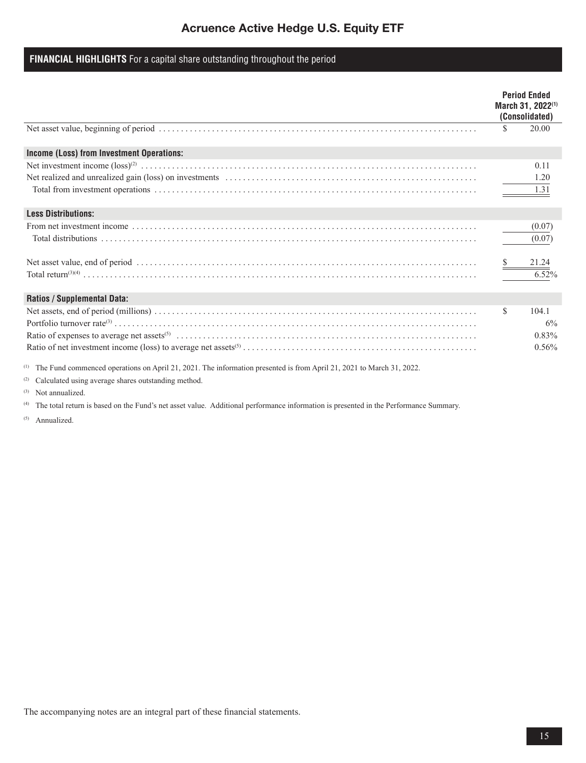# Acruence Active Hedge U.S. Equity ETF

## FINANCIAL HIGHLIGHTS For a capital share outstanding throughout the period

| | Period Ended March 31, 2022[1] (Consolidated) |
|---|---|
| Net asset value, beginning of period | $ 20.00 |
| **Income (Loss) from Investment Operations:** | |
| Net investment income (loss)[2] | 0.11 |
| Net realized and unrealized gain (loss) on investments | 1.20 |
| Total from investment operations | 1.31 |
| **Less Distributions:** | |
| From net investment income | (0.07) |
| Total distributions | (0.07) |
| Net asset value, end of period | $ 21.24 |
| Total return[3][4] | 6.52% |
| **Ratios / Supplemental Data:** | |
| Net assets, end of period (millions) | $ 104.1 |
| Portfolio turnover rate[3] | 6% |
| Ratio of expenses to average net assets[5] | 0.83% |
| Ratio of net investment income (loss) to average net assets[5] | 0.56% |

[1] The Fund commenced operations on April 21, 2021. The information presented is from April 21, 2021 to March 31, 2022.

[2] Calculated using average shares outstanding method.

[3] Not annualized.

[4] The total return is based on the Fund's net asset value. Additional performance information is presented in the Performance Summary.

[5] Annualized.

The accompanying notes are an integral part of these financial statements.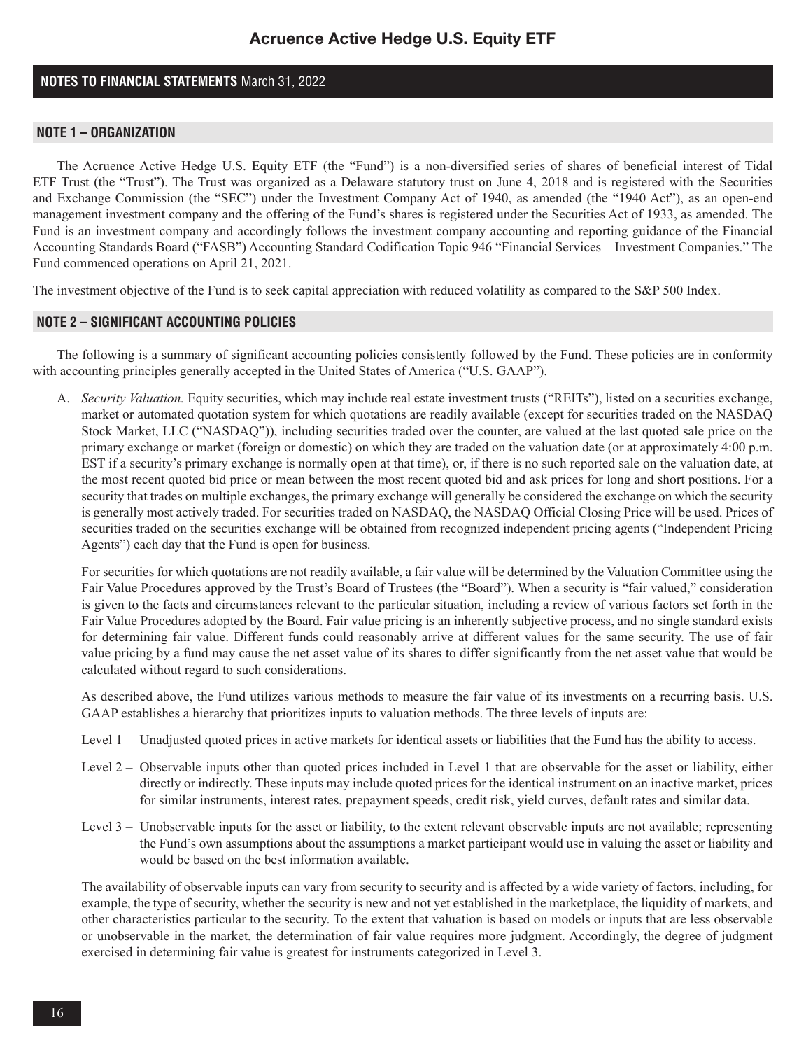# Acruence Active Hedge U.S. Equity ETF

## NOTES TO FINANCIAL STATEMENTS March 31, 2022

### NOTE 1 – ORGANIZATION

The Acruence Active Hedge U.S. Equity ETF (the "Fund") is a non-diversified series of shares of beneficial interest of Tidal ETF Trust (the "Trust"). The Trust was organized as a Delaware statutory trust on June 4, 2018 and is registered with the Securities and Exchange Commission (the "SEC") under the Investment Company Act of 1940, as amended (the "1940 Act"), as an open-end management investment company and the offering of the Fund's shares is registered under the Securities Act of 1933, as amended. The Fund is an investment company and accordingly follows the investment company accounting and reporting guidance of the Financial Accounting Standards Board ("FASB") Accounting Standard Codification Topic 946 "Financial Services—Investment Companies." The Fund commenced operations on April 21, 2021.

The investment objective of the Fund is to seek capital appreciation with reduced volatility as compared to the S&P 500 Index.

### NOTE 2 – SIGNIFICANT ACCOUNTING POLICIES

The following is a summary of significant accounting policies consistently followed by the Fund. These policies are in conformity with accounting principles generally accepted in the United States of America ("U.S. GAAP").

A. *Security Valuation.* Equity securities, which may include real estate investment trusts ("REITs"), listed on a securities exchange, market or automated quotation system for which quotations are readily available (except for securities traded on the NASDAQ Stock Market, LLC ("NASDAQ")), including securities traded over the counter, are valued at the last quoted sale price on the primary exchange or market (foreign or domestic) on which they are traded on the valuation date (or at approximately 4:00 p.m. EST if a security's primary exchange is normally open at that time), or, if there is no such reported sale on the valuation date, at the most recent quoted bid price or mean between the most recent quoted bid and ask prices for long and short positions. For a security that trades on multiple exchanges, the primary exchange will generally be considered the exchange on which the security is generally most actively traded. For securities traded on NASDAQ, the NASDAQ Official Closing Price will be used. Prices of securities traded on the securities exchange will be obtained from recognized independent pricing agents ("Independent Pricing Agents") each day that the Fund is open for business.

   For securities for which quotations are not readily available, a fair value will be determined by the Valuation Committee using the Fair Value Procedures approved by the Trust's Board of Trustees (the "Board"). When a security is "fair valued," consideration is given to the facts and circumstances relevant to the particular situation, including a review of various factors set forth in the Fair Value Procedures adopted by the Board. Fair value pricing is an inherently subjective process, and no single standard exists for determining fair value. Different funds could reasonably arrive at different values for the same security. The use of fair value pricing by a fund may cause the net asset value of its shares to differ significantly from the net asset value that would be calculated without regard to such considerations.

   As described above, the Fund utilizes various methods to measure the fair value of its investments on a recurring basis. U.S. GAAP establishes a hierarchy that prioritizes inputs to valuation methods. The three levels of inputs are:

   Level 1 – Unadjusted quoted prices in active markets for identical assets or liabilities that the Fund has the ability to access.

   Level 2 – Observable inputs other than quoted prices included in Level 1 that are observable for the asset or liability, either directly or indirectly. These inputs may include quoted prices for the identical instrument on an inactive market, prices for similar instruments, interest rates, prepayment speeds, credit risk, yield curves, default rates and similar data.

   Level 3 – Unobservable inputs for the asset or liability, to the extent relevant observable inputs are not available; representing the Fund's own assumptions about the assumptions a market participant would use in valuing the asset or liability and would be based on the best information available.

   The availability of observable inputs can vary from security to security and is affected by a wide variety of factors, including, for example, the type of security, whether the security is new and not yet established in the marketplace, the liquidity of markets, and other characteristics particular to the security. To the extent that valuation is based on models or inputs that are less observable or unobservable in the market, the determination of fair value requires more judgment. Accordingly, the degree of judgment exercised in determining fair value is greatest for instruments categorized in Level 3.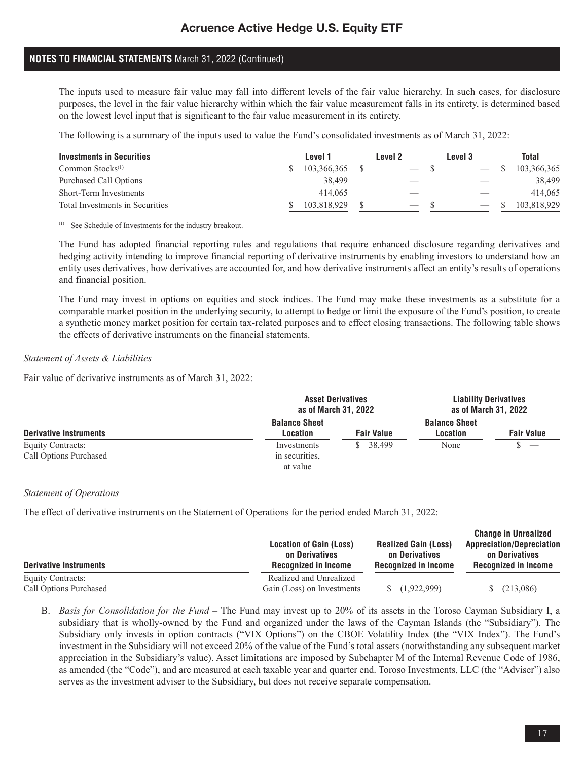## NOTES TO FINANCIAL STATEMENTS March 31, 2022 (Continued)

The inputs used to measure fair value may fall into different levels of the fair value hierarchy. In such cases, for disclosure purposes, the level in the fair value hierarchy within which the fair value measurement falls in its entirety, is determined based on the lowest level input that is significant to the fair value measurement in its entirety.

The following is a summary of the inputs used to value the Fund's consolidated investments as of March 31, 2022:

| Investments in Securities | Level 1 | Level 2 | Level 3 | Total |
|---|---|---|---|---|
| Common Stocks[(1)] | $ 103,366,365 | $ — | $ — | $ 103,366,365 |
| Purchased Call Options | 38,499 | — | — | 38,499 |
| Short-Term Investments | 414,065 | — | — | 414,065 |
| Total Investments in Securities | $ 103,818,929 | $ — | $ — | $ 103,818,929 |

(1) See Schedule of Investments for the industry breakout.

The Fund has adopted financial reporting rules and regulations that require enhanced disclosure regarding derivatives and hedging activity intending to improve financial reporting of derivative instruments by enabling investors to understand how an entity uses derivatives, how derivatives are accounted for, and how derivative instruments affect an entity's results of operations and financial position.

The Fund may invest in options on equities and stock indices. The Fund may make these investments as a substitute for a comparable market position in the underlying security, to attempt to hedge or limit the exposure of the Fund's position, to create a synthetic money market position for certain tax-related purposes and to effect closing transactions. The following table shows the effects of derivative instruments on the financial statements.

*Statement of Assets & Liabilities*

Fair value of derivative instruments as of March 31, 2022:

| | Asset Derivatives as of March 31, 2022 | | Liability Derivatives as of March 31, 2022 | |
|---|---|---|---|---|
| Derivative Instruments | Balance Sheet Location | Fair Value | Balance Sheet Location | Fair Value |
| Equity Contracts: Call Options Purchased | Investments in securities, at value | $ 38,499 | None | $ — |

*Statement of Operations*

The effect of derivative instruments on the Statement of Operations for the period ended March 31, 2022:

| Derivative Instruments | Location of Gain (Loss) on Derivatives Recognized in Income | Realized Gain (Loss) on Derivatives Recognized in Income | Change in Unrealized Appreciation/Depreciation on Derivatives Recognized in Income |
|---|---|---|---|
| Equity Contracts: Call Options Purchased | Realized and Unrealized Gain (Loss) on Investments | $ (1,922,999) | $ (213,086) |

B. *Basis for Consolidation for the Fund* – The Fund may invest up to 20% of its assets in the Toroso Cayman Subsidiary I, a subsidiary that is wholly-owned by the Fund and organized under the laws of the Cayman Islands (the "Subsidiary"). The Subsidiary only invests in option contracts ("VIX Options") on the CBOE Volatility Index (the "VIX Index"). The Fund's investment in the Subsidiary will not exceed 20% of the value of the Fund's total assets (notwithstanding any subsequent market appreciation in the Subsidiary's value). Asset limitations are imposed by Subchapter M of the Internal Revenue Code of 1986, as amended (the "Code"), and are measured at each taxable year and quarter end. Toroso Investments, LLC (the "Adviser") also serves as the investment adviser to the Subsidiary, but does not receive separate compensation.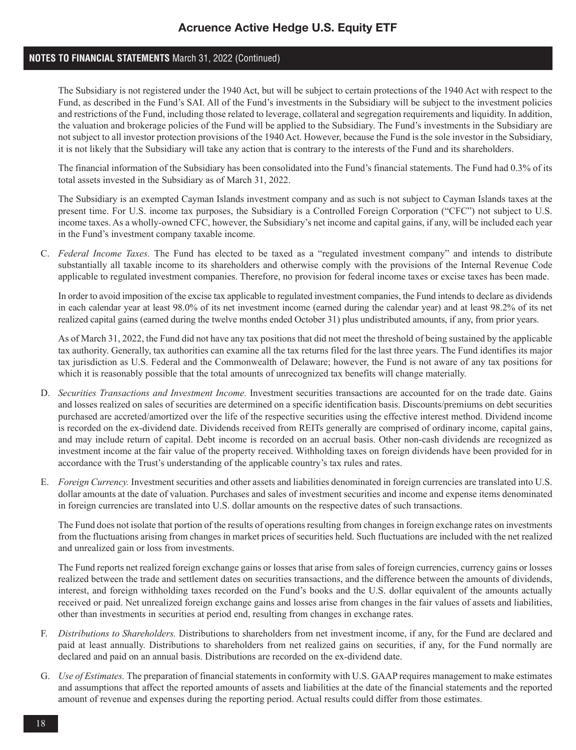The Subsidiary is not registered under the 1940 Act, but will be subject to certain protections of the 1940 Act with respect to the Fund, as described in the Fund's SAI. All of the Fund's investments in the Subsidiary will be subject to the investment policies and restrictions of the Fund, including those related to leverage, collateral and segregation requirements and liquidity. In addition, the valuation and brokerage policies of the Fund will be applied to the Subsidiary. The Fund's investments in the Subsidiary are not subject to all investor protection provisions of the 1940 Act. However, because the Fund is the sole investor in the Subsidiary, it is not likely that the Subsidiary will take any action that is contrary to the interests of the Fund and its shareholders.

The financial information of the Subsidiary has been consolidated into the Fund's financial statements. The Fund had 0.3% of its total assets invested in the Subsidiary as of March 31, 2022.

The Subsidiary is an exempted Cayman Islands investment company and as such is not subject to Cayman Islands taxes at the present time. For U.S. income tax purposes, the Subsidiary is a Controlled Foreign Corporation ("CFC") not subject to U.S. income taxes. As a wholly-owned CFC, however, the Subsidiary's net income and capital gains, if any, will be included each year in the Fund's investment company taxable income.

C. *Federal Income Taxes.* The Fund has elected to be taxed as a "regulated investment company" and intends to distribute substantially all taxable income to its shareholders and otherwise comply with the provisions of the Internal Revenue Code applicable to regulated investment companies. Therefore, no provision for federal income taxes or excise taxes has been made.

   In order to avoid imposition of the excise tax applicable to regulated investment companies, the Fund intends to declare as dividends in each calendar year at least 98.0% of its net investment income (earned during the calendar year) and at least 98.2% of its net realized capital gains (earned during the twelve months ended October 31) plus undistributed amounts, if any, from prior years.

   As of March 31, 2022, the Fund did not have any tax positions that did not meet the threshold of being sustained by the applicable tax authority. Generally, tax authorities can examine all the tax returns filed for the last three years. The Fund identifies its major tax jurisdiction as U.S. Federal and the Commonwealth of Delaware; however, the Fund is not aware of any tax positions for which it is reasonably possible that the total amounts of unrecognized tax benefits will change materially.

D. *Securities Transactions and Investment Income.* Investment securities transactions are accounted for on the trade date. Gains and losses realized on sales of securities are determined on a specific identification basis. Discounts/premiums on debt securities purchased are accreted/amortized over the life of the respective securities using the effective interest method. Dividend income is recorded on the ex-dividend date. Dividends received from REITs generally are comprised of ordinary income, capital gains, and may include return of capital. Debt income is recorded on an accrual basis. Other non-cash dividends are recognized as investment income at the fair value of the property received. Withholding taxes on foreign dividends have been provided for in accordance with the Trust's understanding of the applicable country's tax rules and rates.

E. *Foreign Currency.* Investment securities and other assets and liabilities denominated in foreign currencies are translated into U.S. dollar amounts at the date of valuation. Purchases and sales of investment securities and income and expense items denominated in foreign currencies are translated into U.S. dollar amounts on the respective dates of such transactions.

   The Fund does not isolate that portion of the results of operations resulting from changes in foreign exchange rates on investments from the fluctuations arising from changes in market prices of securities held. Such fluctuations are included with the net realized and unrealized gain or loss from investments.

   The Fund reports net realized foreign exchange gains or losses that arise from sales of foreign currencies, currency gains or losses realized between the trade and settlement dates on securities transactions, and the difference between the amounts of dividends, interest, and foreign withholding taxes recorded on the Fund's books and the U.S. dollar equivalent of the amounts actually received or paid. Net unrealized foreign exchange gains and losses arise from changes in the fair values of assets and liabilities, other than investments in securities at period end, resulting from changes in exchange rates.

F. *Distributions to Shareholders.* Distributions to shareholders from net investment income, if any, for the Fund are declared and paid at least annually. Distributions to shareholders from net realized gains on securities, if any, for the Fund normally are declared and paid on an annual basis. Distributions are recorded on the ex-dividend date.

G. *Use of Estimates.* The preparation of financial statements in conformity with U.S. GAAP requires management to make estimates and assumptions that affect the reported amounts of assets and liabilities at the date of the financial statements and the reported amount of revenue and expenses during the reporting period. Actual results could differ from those estimates.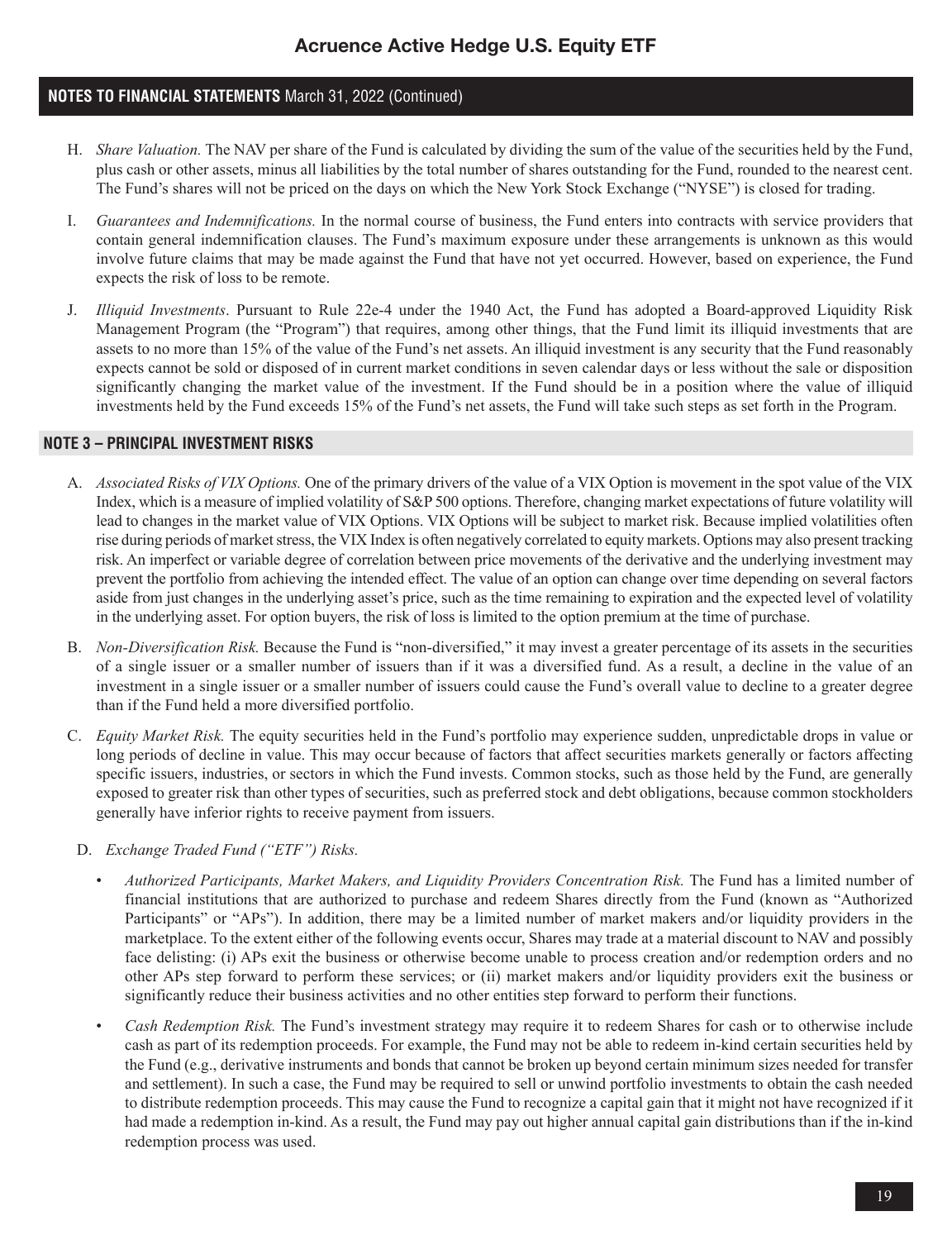H. *Share Valuation.* The NAV per share of the Fund is calculated by dividing the sum of the value of the securities held by the Fund, plus cash or other assets, minus all liabilities by the total number of shares outstanding for the Fund, rounded to the nearest cent. The Fund's shares will not be priced on the days on which the New York Stock Exchange ("NYSE") is closed for trading.

I. *Guarantees and Indemnifications.* In the normal course of business, the Fund enters into contracts with service providers that contain general indemnification clauses. The Fund's maximum exposure under these arrangements is unknown as this would involve future claims that may be made against the Fund that have not yet occurred. However, based on experience, the Fund expects the risk of loss to be remote.

J. *Illiquid Investments*. Pursuant to Rule 22e-4 under the 1940 Act, the Fund has adopted a Board-approved Liquidity Risk Management Program (the "Program") that requires, among other things, that the Fund limit its illiquid investments that are assets to no more than 15% of the value of the Fund's net assets. An illiquid investment is any security that the Fund reasonably expects cannot be sold or disposed of in current market conditions in seven calendar days or less without the sale or disposition significantly changing the market value of the investment. If the Fund should be in a position where the value of illiquid investments held by the Fund exceeds 15% of the Fund's net assets, the Fund will take such steps as set forth in the Program.

## NOTE 3 – PRINCIPAL INVESTMENT RISKS

A. *Associated Risks of VIX Options.* One of the primary drivers of the value of a VIX Option is movement in the spot value of the VIX Index, which is a measure of implied volatility of S&P 500 options. Therefore, changing market expectations of future volatility will lead to changes in the market value of VIX Options. VIX Options will be subject to market risk. Because implied volatilities often rise during periods of market stress, the VIX Index is often negatively correlated to equity markets. Options may also present tracking risk. An imperfect or variable degree of correlation between price movements of the derivative and the underlying investment may prevent the portfolio from achieving the intended effect. The value of an option can change over time depending on several factors aside from just changes in the underlying asset's price, such as the time remaining to expiration and the expected level of volatility in the underlying asset. For option buyers, the risk of loss is limited to the option premium at the time of purchase.

B. *Non-Diversification Risk.* Because the Fund is "non-diversified," it may invest a greater percentage of its assets in the securities of a single issuer or a smaller number of issuers than if it was a diversified fund. As a result, a decline in the value of an investment in a single issuer or a smaller number of issuers could cause the Fund's overall value to decline to a greater degree than if the Fund held a more diversified portfolio.

C. *Equity Market Risk.* The equity securities held in the Fund's portfolio may experience sudden, unpredictable drops in value or long periods of decline in value. This may occur because of factors that affect securities markets generally or factors affecting specific issuers, industries, or sectors in which the Fund invests. Common stocks, such as those held by the Fund, are generally exposed to greater risk than other types of securities, such as preferred stock and debt obligations, because common stockholders generally have inferior rights to receive payment from issuers.

D. *Exchange Traded Fund ("ETF") Risks.*

- *Authorized Participants, Market Makers, and Liquidity Providers Concentration Risk.* The Fund has a limited number of financial institutions that are authorized to purchase and redeem Shares directly from the Fund (known as "Authorized Participants" or "APs"). In addition, there may be a limited number of market makers and/or liquidity providers in the marketplace. To the extent either of the following events occur, Shares may trade at a material discount to NAV and possibly face delisting: (i) APs exit the business or otherwise become unable to process creation and/or redemption orders and no other APs step forward to perform these services; or (ii) market makers and/or liquidity providers exit the business or significantly reduce their business activities and no other entities step forward to perform their functions.

- *Cash Redemption Risk.* The Fund's investment strategy may require it to redeem Shares for cash or to otherwise include cash as part of its redemption proceeds. For example, the Fund may not be able to redeem in-kind certain securities held by the Fund (e.g., derivative instruments and bonds that cannot be broken up beyond certain minimum sizes needed for transfer and settlement). In such a case, the Fund may be required to sell or unwind portfolio investments to obtain the cash needed to distribute redemption proceeds. This may cause the Fund to recognize a capital gain that it might not have recognized if it had made a redemption in-kind. As a result, the Fund may pay out higher annual capital gain distributions than if the in-kind redemption process was used.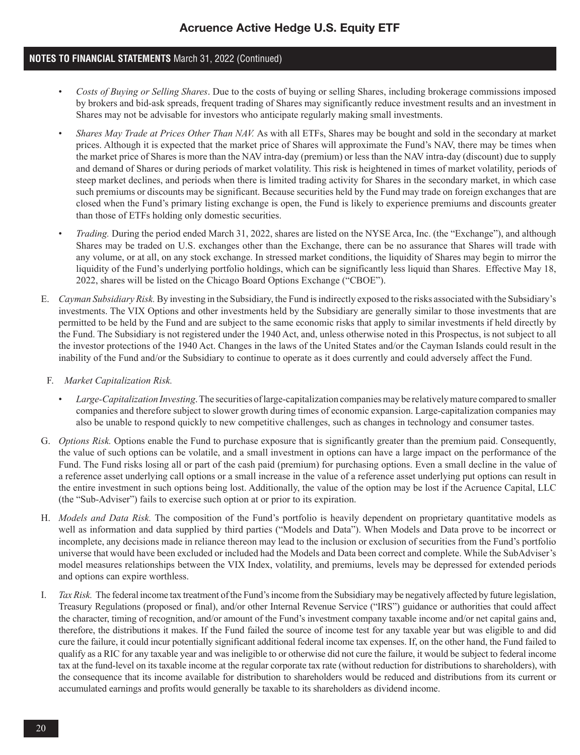- *Costs of Buying or Selling Shares*. Due to the costs of buying or selling Shares, including brokerage commissions imposed by brokers and bid-ask spreads, frequent trading of Shares may significantly reduce investment results and an investment in Shares may not be advisable for investors who anticipate regularly making small investments.
- *Shares May Trade at Prices Other Than NAV.* As with all ETFs, Shares may be bought and sold in the secondary at market prices. Although it is expected that the market price of Shares will approximate the Fund's NAV, there may be times when the market price of Shares is more than the NAV intra-day (premium) or less than the NAV intra-day (discount) due to supply and demand of Shares or during periods of market volatility. This risk is heightened in times of market volatility, periods of steep market declines, and periods when there is limited trading activity for Shares in the secondary market, in which case such premiums or discounts may be significant. Because securities held by the Fund may trade on foreign exchanges that are closed when the Fund's primary listing exchange is open, the Fund is likely to experience premiums and discounts greater than those of ETFs holding only domestic securities.
- *Trading.* During the period ended March 31, 2022, shares are listed on the NYSE Arca, Inc. (the "Exchange"), and although Shares may be traded on U.S. exchanges other than the Exchange, there can be no assurance that Shares will trade with any volume, or at all, on any stock exchange. In stressed market conditions, the liquidity of Shares may begin to mirror the liquidity of the Fund's underlying portfolio holdings, which can be significantly less liquid than Shares. Effective May 18, 2022, shares will be listed on the Chicago Board Options Exchange ("CBOE").

E. *Cayman Subsidiary Risk.* By investing in the Subsidiary, the Fund is indirectly exposed to the risks associated with the Subsidiary's investments. The VIX Options and other investments held by the Subsidiary are generally similar to those investments that are permitted to be held by the Fund and are subject to the same economic risks that apply to similar investments if held directly by the Fund. The Subsidiary is not registered under the 1940 Act, and, unless otherwise noted in this Prospectus, is not subject to all the investor protections of the 1940 Act. Changes in the laws of the United States and/or the Cayman Islands could result in the inability of the Fund and/or the Subsidiary to continue to operate as it does currently and could adversely affect the Fund.

F. *Market Capitalization Risk.*

- *Large-Capitalization Investing*. The securities of large-capitalization companies may be relatively mature compared to smaller companies and therefore subject to slower growth during times of economic expansion. Large-capitalization companies may also be unable to respond quickly to new competitive challenges, such as changes in technology and consumer tastes.

G. *Options Risk.* Options enable the Fund to purchase exposure that is significantly greater than the premium paid. Consequently, the value of such options can be volatile, and a small investment in options can have a large impact on the performance of the Fund. The Fund risks losing all or part of the cash paid (premium) for purchasing options. Even a small decline in the value of a reference asset underlying call options or a small increase in the value of a reference asset underlying put options can result in the entire investment in such options being lost. Additionally, the value of the option may be lost if the Acruence Capital, LLC (the "Sub-Adviser") fails to exercise such option at or prior to its expiration.

H. *Models and Data Risk.* The composition of the Fund's portfolio is heavily dependent on proprietary quantitative models as well as information and data supplied by third parties ("Models and Data"). When Models and Data prove to be incorrect or incomplete, any decisions made in reliance thereon may lead to the inclusion or exclusion of securities from the Fund's portfolio universe that would have been excluded or included had the Models and Data been correct and complete. While the SubAdviser's model measures relationships between the VIX Index, volatility, and premiums, levels may be depressed for extended periods and options can expire worthless.

I. *Tax Risk.* The federal income tax treatment of the Fund's income from the Subsidiary may be negatively affected by future legislation, Treasury Regulations (proposed or final), and/or other Internal Revenue Service ("IRS") guidance or authorities that could affect the character, timing of recognition, and/or amount of the Fund's investment company taxable income and/or net capital gains and, therefore, the distributions it makes. If the Fund failed the source of income test for any taxable year but was eligible to and did cure the failure, it could incur potentially significant additional federal income tax expenses. If, on the other hand, the Fund failed to qualify as a RIC for any taxable year and was ineligible to or otherwise did not cure the failure, it would be subject to federal income tax at the fund-level on its taxable income at the regular corporate tax rate (without reduction for distributions to shareholders), with the consequence that its income available for distribution to shareholders would be reduced and distributions from its current or accumulated earnings and profits would generally be taxable to its shareholders as dividend income.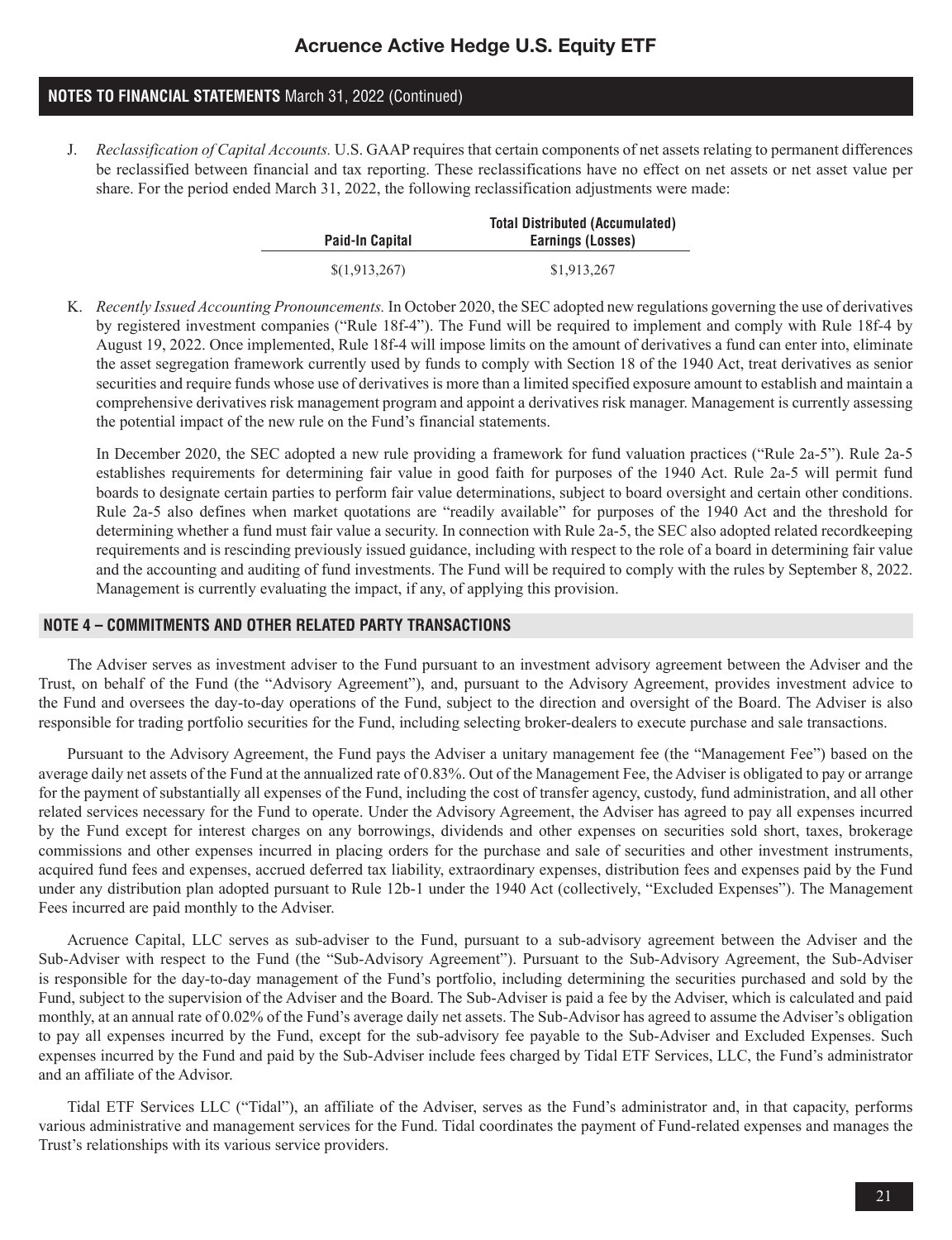J. *Reclassification of Capital Accounts.* U.S. GAAP requires that certain components of net assets relating to permanent differences be reclassified between financial and tax reporting. These reclassifications have no effect on net assets or net asset value per share. For the period ended March 31, 2022, the following reclassification adjustments were made:

| Paid-In Capital | Total Distributed (Accumulated) Earnings (Losses) |
|---|---|
| $(1,913,267) | $1,913,267 |

K. *Recently Issued Accounting Pronouncements.* In October 2020, the SEC adopted new regulations governing the use of derivatives by registered investment companies ("Rule 18f-4"). The Fund will be required to implement and comply with Rule 18f-4 by August 19, 2022. Once implemented, Rule 18f-4 will impose limits on the amount of derivatives a fund can enter into, eliminate the asset segregation framework currently used by funds to comply with Section 18 of the 1940 Act, treat derivatives as senior securities and require funds whose use of derivatives is more than a limited specified exposure amount to establish and maintain a comprehensive derivatives risk management program and appoint a derivatives risk manager. Management is currently assessing the potential impact of the new rule on the Fund's financial statements.

In December 2020, the SEC adopted a new rule providing a framework for fund valuation practices ("Rule 2a-5"). Rule 2a-5 establishes requirements for determining fair value in good faith for purposes of the 1940 Act. Rule 2a-5 will permit fund boards to designate certain parties to perform fair value determinations, subject to board oversight and certain other conditions. Rule 2a-5 also defines when market quotations are "readily available" for purposes of the 1940 Act and the threshold for determining whether a fund must fair value a security. In connection with Rule 2a-5, the SEC also adopted related recordkeeping requirements and is rescinding previously issued guidance, including with respect to the role of a board in determining fair value and the accounting and auditing of fund investments. The Fund will be required to comply with the rules by September 8, 2022. Management is currently evaluating the impact, if any, of applying this provision.

## NOTE 4 – COMMITMENTS AND OTHER RELATED PARTY TRANSACTIONS

The Adviser serves as investment adviser to the Fund pursuant to an investment advisory agreement between the Adviser and the Trust, on behalf of the Fund (the "Advisory Agreement"), and, pursuant to the Advisory Agreement, provides investment advice to the Fund and oversees the day-to-day operations of the Fund, subject to the direction and oversight of the Board. The Adviser is also responsible for trading portfolio securities for the Fund, including selecting broker-dealers to execute purchase and sale transactions.

Pursuant to the Advisory Agreement, the Fund pays the Adviser a unitary management fee (the "Management Fee") based on the average daily net assets of the Fund at the annualized rate of 0.83%. Out of the Management Fee, the Adviser is obligated to pay or arrange for the payment of substantially all expenses of the Fund, including the cost of transfer agency, custody, fund administration, and all other related services necessary for the Fund to operate. Under the Advisory Agreement, the Adviser has agreed to pay all expenses incurred by the Fund except for interest charges on any borrowings, dividends and other expenses on securities sold short, taxes, brokerage commissions and other expenses incurred in placing orders for the purchase and sale of securities and other investment instruments, acquired fund fees and expenses, accrued deferred tax liability, extraordinary expenses, distribution fees and expenses paid by the Fund under any distribution plan adopted pursuant to Rule 12b-1 under the 1940 Act (collectively, "Excluded Expenses"). The Management Fees incurred are paid monthly to the Adviser.

Acruence Capital, LLC serves as sub-adviser to the Fund, pursuant to a sub-advisory agreement between the Adviser and the Sub-Adviser with respect to the Fund (the "Sub-Advisory Agreement"). Pursuant to the Sub-Advisory Agreement, the Sub-Adviser is responsible for the day-to-day management of the Fund's portfolio, including determining the securities purchased and sold by the Fund, subject to the supervision of the Adviser and the Board. The Sub-Adviser is paid a fee by the Adviser, which is calculated and paid monthly, at an annual rate of 0.02% of the Fund's average daily net assets. The Sub-Advisor has agreed to assume the Adviser's obligation to pay all expenses incurred by the Fund, except for the sub-advisory fee payable to the Sub-Adviser and Excluded Expenses. Such expenses incurred by the Fund and paid by the Sub-Adviser include fees charged by Tidal ETF Services, LLC, the Fund's administrator and an affiliate of the Advisor.

Tidal ETF Services LLC ("Tidal"), an affiliate of the Adviser, serves as the Fund's administrator and, in that capacity, performs various administrative and management services for the Fund. Tidal coordinates the payment of Fund-related expenses and manages the Trust's relationships with its various service providers.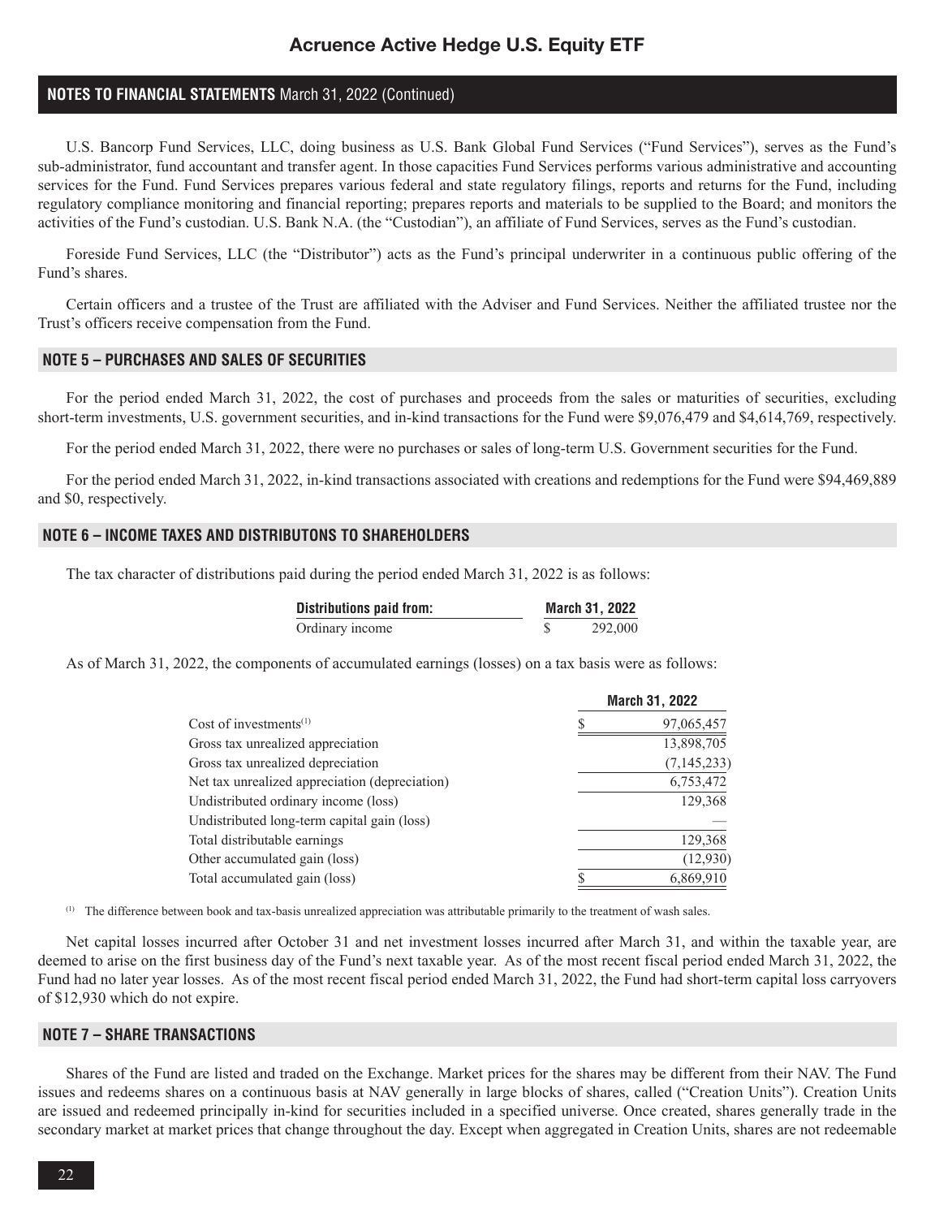U.S. Bancorp Fund Services, LLC, doing business as U.S. Bank Global Fund Services ("Fund Services"), serves as the Fund's sub-administrator, fund accountant and transfer agent. In those capacities Fund Services performs various administrative and accounting services for the Fund. Fund Services prepares various federal and state regulatory filings, reports and returns for the Fund, including regulatory compliance monitoring and financial reporting; prepares reports and materials to be supplied to the Board; and monitors the activities of the Fund's custodian. U.S. Bank N.A. (the "Custodian"), an affiliate of Fund Services, serves as the Fund's custodian.

Foreside Fund Services, LLC (the "Distributor") acts as the Fund's principal underwriter in a continuous public offering of the Fund's shares.

Certain officers and a trustee of the Trust are affiliated with the Adviser and Fund Services. Neither the affiliated trustee nor the Trust's officers receive compensation from the Fund.

## NOTE 5 – PURCHASES AND SALES OF SECURITIES

For the period ended March 31, 2022, the cost of purchases and proceeds from the sales or maturities of securities, excluding short-term investments, U.S. government securities, and in-kind transactions for the Fund were $9,076,479 and $4,614,769, respectively.

For the period ended March 31, 2022, there were no purchases or sales of long-term U.S. Government securities for the Fund.

For the period ended March 31, 2022, in-kind transactions associated with creations and redemptions for the Fund were $94,469,889 and $0, respectively.

## NOTE 6 – INCOME TAXES AND DISTRIBUTONS TO SHAREHOLDERS

The tax character of distributions paid during the period ended March 31, 2022 is as follows:

| Distributions paid from: | March 31, 2022 |
|---|---|
| Ordinary income | $ 292,000 |

As of March 31, 2022, the components of accumulated earnings (losses) on a tax basis were as follows:

| | March 31, 2022 |
|---|---|
| Cost of investments[(1)] | $ 97,065,457 |
| Gross tax unrealized appreciation | 13,898,705 |
| Gross tax unrealized depreciation | (7,145,233) |
| Net tax unrealized appreciation (depreciation) | 6,753,472 |
| Undistributed ordinary income (loss) | 129,368 |
| Undistributed long-term capital gain (loss) | — |
| Total distributable earnings | 129,368 |
| Other accumulated gain (loss) | (12,930) |
| Total accumulated gain (loss) | $ 6,869,910 |

[(1)] The difference between book and tax-basis unrealized appreciation was attributable primarily to the treatment of wash sales.

Net capital losses incurred after October 31 and net investment losses incurred after March 31, and within the taxable year, are deemed to arise on the first business day of the Fund's next taxable year. As of the most recent fiscal period ended March 31, 2022, the Fund had no later year losses. As of the most recent fiscal period ended March 31, 2022, the Fund had short-term capital loss carryovers of $12,930 which do not expire.

## NOTE 7 – SHARE TRANSACTIONS

Shares of the Fund are listed and traded on the Exchange. Market prices for the shares may be different from their NAV. The Fund issues and redeems shares on a continuous basis at NAV generally in large blocks of shares, called ("Creation Units"). Creation Units are issued and redeemed principally in-kind for securities included in a specified universe. Once created, shares generally trade in the secondary market at market prices that change throughout the day. Except when aggregated in Creation Units, shares are not redeemable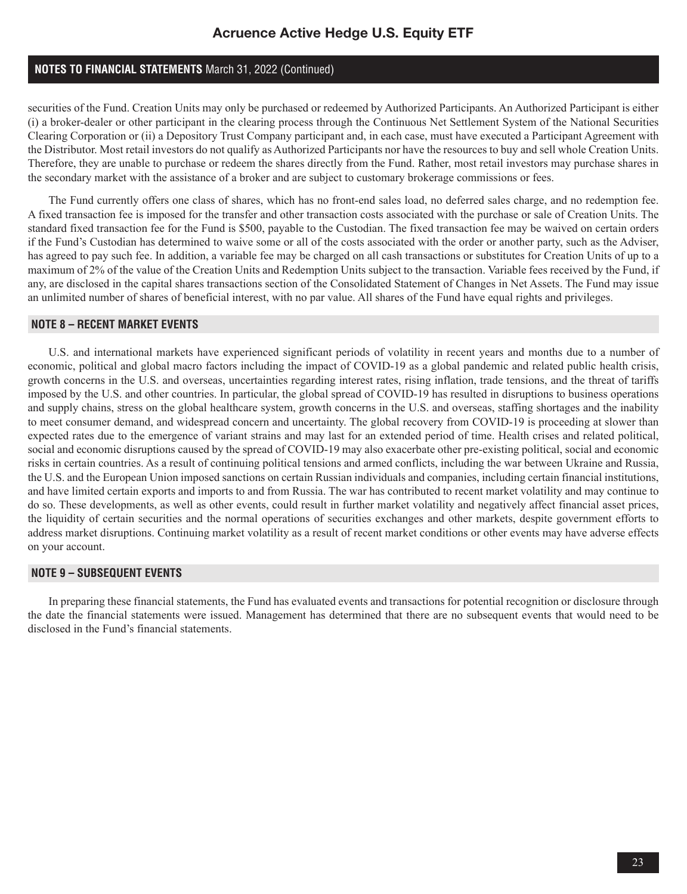securities of the Fund. Creation Units may only be purchased or redeemed by Authorized Participants. An Authorized Participant is either (i) a broker-dealer or other participant in the clearing process through the Continuous Net Settlement System of the National Securities Clearing Corporation or (ii) a Depository Trust Company participant and, in each case, must have executed a Participant Agreement with the Distributor. Most retail investors do not qualify as Authorized Participants nor have the resources to buy and sell whole Creation Units. Therefore, they are unable to purchase or redeem the shares directly from the Fund. Rather, most retail investors may purchase shares in the secondary market with the assistance of a broker and are subject to customary brokerage commissions or fees.

The Fund currently offers one class of shares, which has no front-end sales load, no deferred sales charge, and no redemption fee. A fixed transaction fee is imposed for the transfer and other transaction costs associated with the purchase or sale of Creation Units. The standard fixed transaction fee for the Fund is $500, payable to the Custodian. The fixed transaction fee may be waived on certain orders if the Fund's Custodian has determined to waive some or all of the costs associated with the order or another party, such as the Adviser, has agreed to pay such fee. In addition, a variable fee may be charged on all cash transactions or substitutes for Creation Units of up to a maximum of 2% of the value of the Creation Units and Redemption Units subject to the transaction. Variable fees received by the Fund, if any, are disclosed in the capital shares transactions section of the Consolidated Statement of Changes in Net Assets. The Fund may issue an unlimited number of shares of beneficial interest, with no par value. All shares of the Fund have equal rights and privileges.

## NOTE 8 – RECENT MARKET EVENTS

U.S. and international markets have experienced significant periods of volatility in recent years and months due to a number of economic, political and global macro factors including the impact of COVID-19 as a global pandemic and related public health crisis, growth concerns in the U.S. and overseas, uncertainties regarding interest rates, rising inflation, trade tensions, and the threat of tariffs imposed by the U.S. and other countries. In particular, the global spread of COVID-19 has resulted in disruptions to business operations and supply chains, stress on the global healthcare system, growth concerns in the U.S. and overseas, staffing shortages and the inability to meet consumer demand, and widespread concern and uncertainty. The global recovery from COVID-19 is proceeding at slower than expected rates due to the emergence of variant strains and may last for an extended period of time. Health crises and related political, social and economic disruptions caused by the spread of COVID-19 may also exacerbate other pre-existing political, social and economic risks in certain countries. As a result of continuing political tensions and armed conflicts, including the war between Ukraine and Russia, the U.S. and the European Union imposed sanctions on certain Russian individuals and companies, including certain financial institutions, and have limited certain exports and imports to and from Russia. The war has contributed to recent market volatility and may continue to do so. These developments, as well as other events, could result in further market volatility and negatively affect financial asset prices, the liquidity of certain securities and the normal operations of securities exchanges and other markets, despite government efforts to address market disruptions. Continuing market volatility as a result of recent market conditions or other events may have adverse effects on your account.

## NOTE 9 – SUBSEQUENT EVENTS

In preparing these financial statements, the Fund has evaluated events and transactions for potential recognition or disclosure through the date the financial statements were issued. Management has determined that there are no subsequent events that would need to be disclosed in the Fund's financial statements.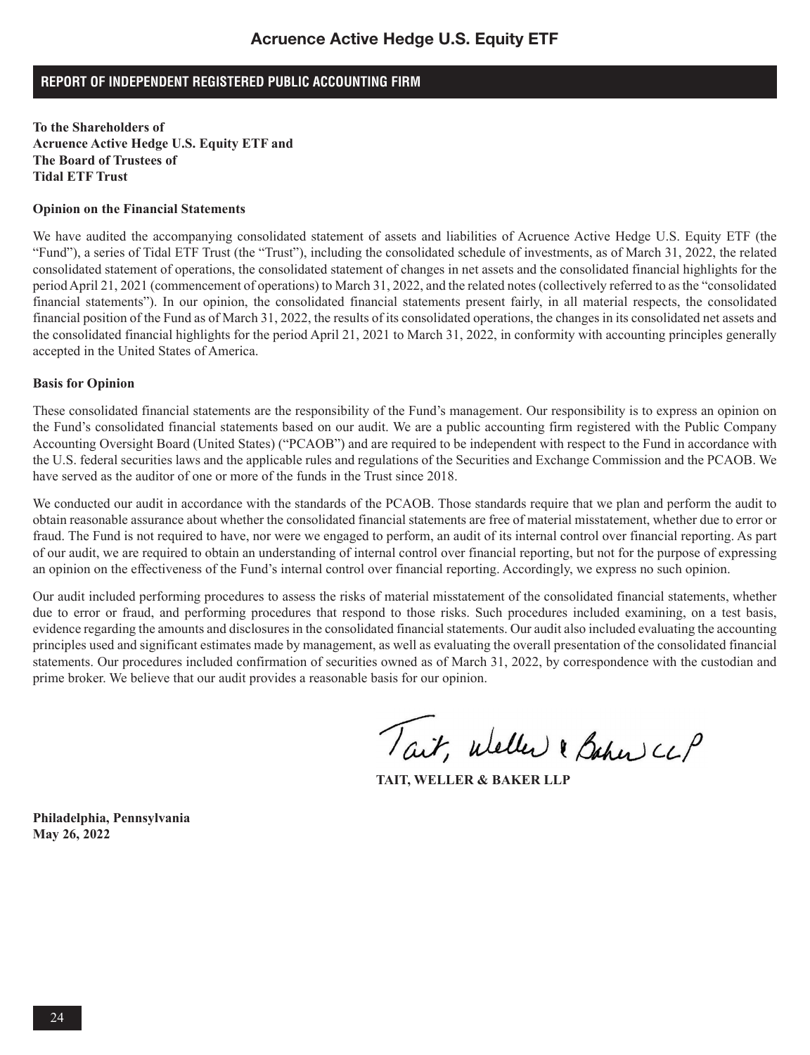## REPORT OF INDEPENDENT REGISTERED PUBLIC ACCOUNTING FIRM

**To the Shareholders of**
**Acruence Active Hedge U.S. Equity ETF and**
**The Board of Trustees of**
**Tidal ETF Trust**

**Opinion on the Financial Statements**

We have audited the accompanying consolidated statement of assets and liabilities of Acruence Active Hedge U.S. Equity ETF (the "Fund"), a series of Tidal ETF Trust (the "Trust"), including the consolidated schedule of investments, as of March 31, 2022, the related consolidated statement of operations, the consolidated statement of changes in net assets and the consolidated financial highlights for the period April 21, 2021 (commencement of operations) to March 31, 2022, and the related notes (collectively referred to as the "consolidated financial statements"). In our opinion, the consolidated financial statements present fairly, in all material respects, the consolidated financial position of the Fund as of March 31, 2022, the results of its consolidated operations, the changes in its consolidated net assets and the consolidated financial highlights for the period April 21, 2021 to March 31, 2022, in conformity with accounting principles generally accepted in the United States of America.

**Basis for Opinion**

These consolidated financial statements are the responsibility of the Fund's management. Our responsibility is to express an opinion on the Fund's consolidated financial statements based on our audit. We are a public accounting firm registered with the Public Company Accounting Oversight Board (United States) ("PCAOB") and are required to be independent with respect to the Fund in accordance with the U.S. federal securities laws and the applicable rules and regulations of the Securities and Exchange Commission and the PCAOB. We have served as the auditor of one or more of the funds in the Trust since 2018.

We conducted our audit in accordance with the standards of the PCAOB. Those standards require that we plan and perform the audit to obtain reasonable assurance about whether the consolidated financial statements are free of material misstatement, whether due to error or fraud. The Fund is not required to have, nor were we engaged to perform, an audit of its internal control over financial reporting. As part of our audit, we are required to obtain an understanding of internal control over financial reporting, but not for the purpose of expressing an opinion on the effectiveness of the Fund's internal control over financial reporting. Accordingly, we express no such opinion.

Our audit included performing procedures to assess the risks of material misstatement of the consolidated financial statements, whether due to error or fraud, and performing procedures that respond to those risks. Such procedures included examining, on a test basis, evidence regarding the amounts and disclosures in the consolidated financial statements. Our audit also included evaluating the accounting principles used and significant estimates made by management, as well as evaluating the overall presentation of the consolidated financial statements. Our procedures included confirmation of securities owned as of March 31, 2022, by correspondence with the custodian and prime broker. We believe that our audit provides a reasonable basis for our opinion.

Tait, Weller & Baker LLP

**TAIT, WELLER & BAKER LLP**

**Philadelphia, Pennsylvania**
**May 26, 2022**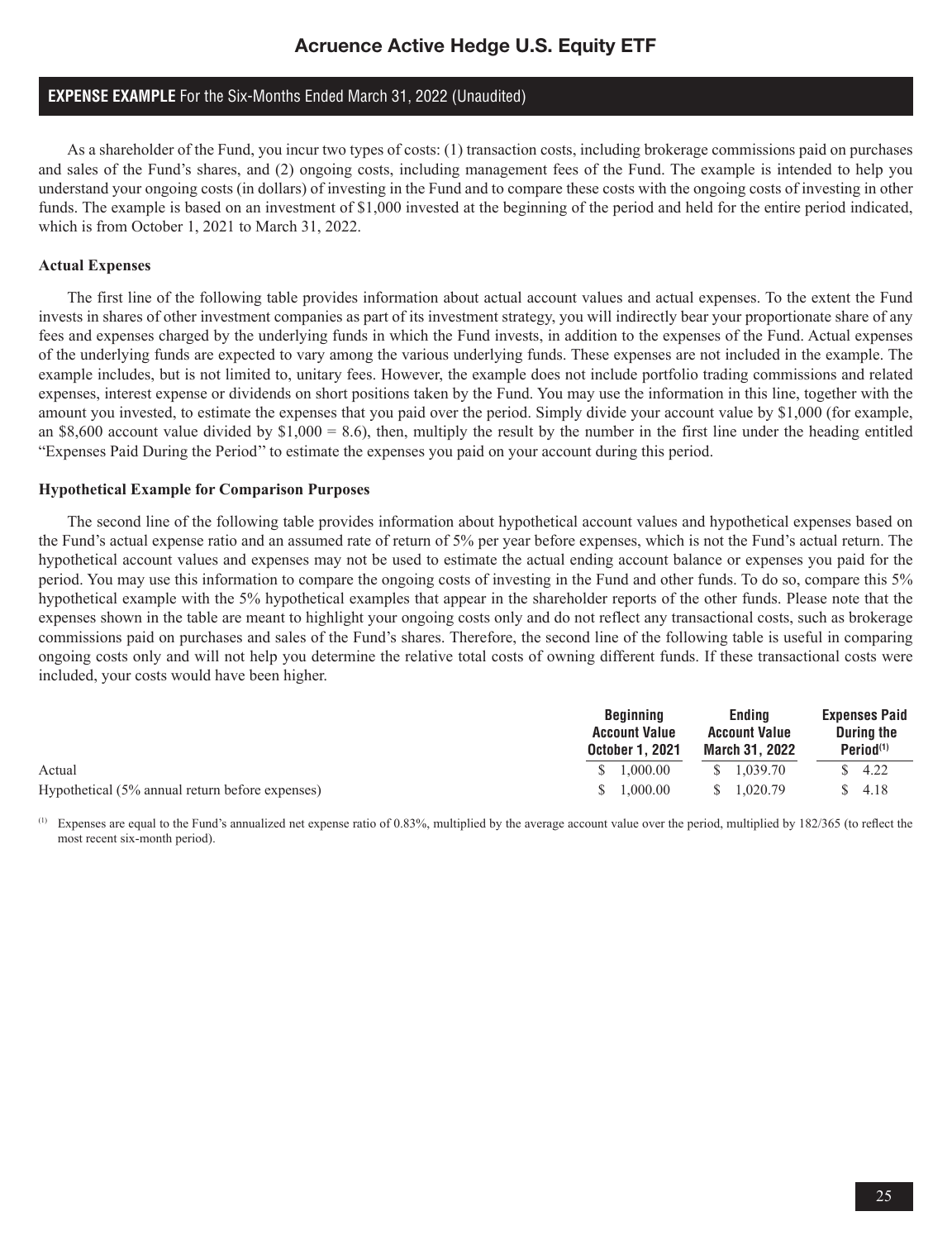# Acruence Active Hedge U.S. Equity ETF

## EXPENSE EXAMPLE For the Six-Months Ended March 31, 2022 (Unaudited)

As a shareholder of the Fund, you incur two types of costs: (1) transaction costs, including brokerage commissions paid on purchases and sales of the Fund's shares, and (2) ongoing costs, including management fees of the Fund. The example is intended to help you understand your ongoing costs (in dollars) of investing in the Fund and to compare these costs with the ongoing costs of investing in other funds. The example is based on an investment of $1,000 invested at the beginning of the period and held for the entire period indicated, which is from October 1, 2021 to March 31, 2022.

**Actual Expenses**

The first line of the following table provides information about actual account values and actual expenses. To the extent the Fund invests in shares of other investment companies as part of its investment strategy, you will indirectly bear your proportionate share of any fees and expenses charged by the underlying funds in which the Fund invests, in addition to the expenses of the Fund. Actual expenses of the underlying funds are expected to vary among the various underlying funds. These expenses are not included in the example. The example includes, but is not limited to, unitary fees. However, the example does not include portfolio trading commissions and related expenses, interest expense or dividends on short positions taken by the Fund. You may use the information in this line, together with the amount you invested, to estimate the expenses that you paid over the period. Simply divide your account value by $1,000 (for example, an $8,600 account value divided by $1,000 = 8.6), then, multiply the result by the number in the first line under the heading entitled "Expenses Paid During the Period" to estimate the expenses you paid on your account during this period.

**Hypothetical Example for Comparison Purposes**

The second line of the following table provides information about hypothetical account values and hypothetical expenses based on the Fund's actual expense ratio and an assumed rate of return of 5% per year before expenses, which is not the Fund's actual return. The hypothetical account values and expenses may not be used to estimate the actual ending account balance or expenses you paid for the period. You may use this information to compare the ongoing costs of investing in the Fund and other funds. To do so, compare this 5% hypothetical example with the 5% hypothetical examples that appear in the shareholder reports of the other funds. Please note that the expenses shown in the table are meant to highlight your ongoing costs only and do not reflect any transactional costs, such as brokerage commissions paid on purchases and sales of the Fund's shares. Therefore, the second line of the following table is useful in comparing ongoing costs only and will not help you determine the relative total costs of owning different funds. If these transactional costs were included, your costs would have been higher.

| | Beginning Account Value October 1, 2021 | Ending Account Value March 31, 2022 | Expenses Paid During the Period[(1)] |
|---|---|---|---|
| Actual | $ 1,000.00 | $ 1,039.70 | $ 4.22 |
| Hypothetical (5% annual return before expenses) | $ 1,000.00 | $ 1,020.79 | $ 4.18 |

[(1)] Expenses are equal to the Fund's annualized net expense ratio of 0.83%, multiplied by the average account value over the period, multiplied by 182/365 (to reflect the most recent six-month period).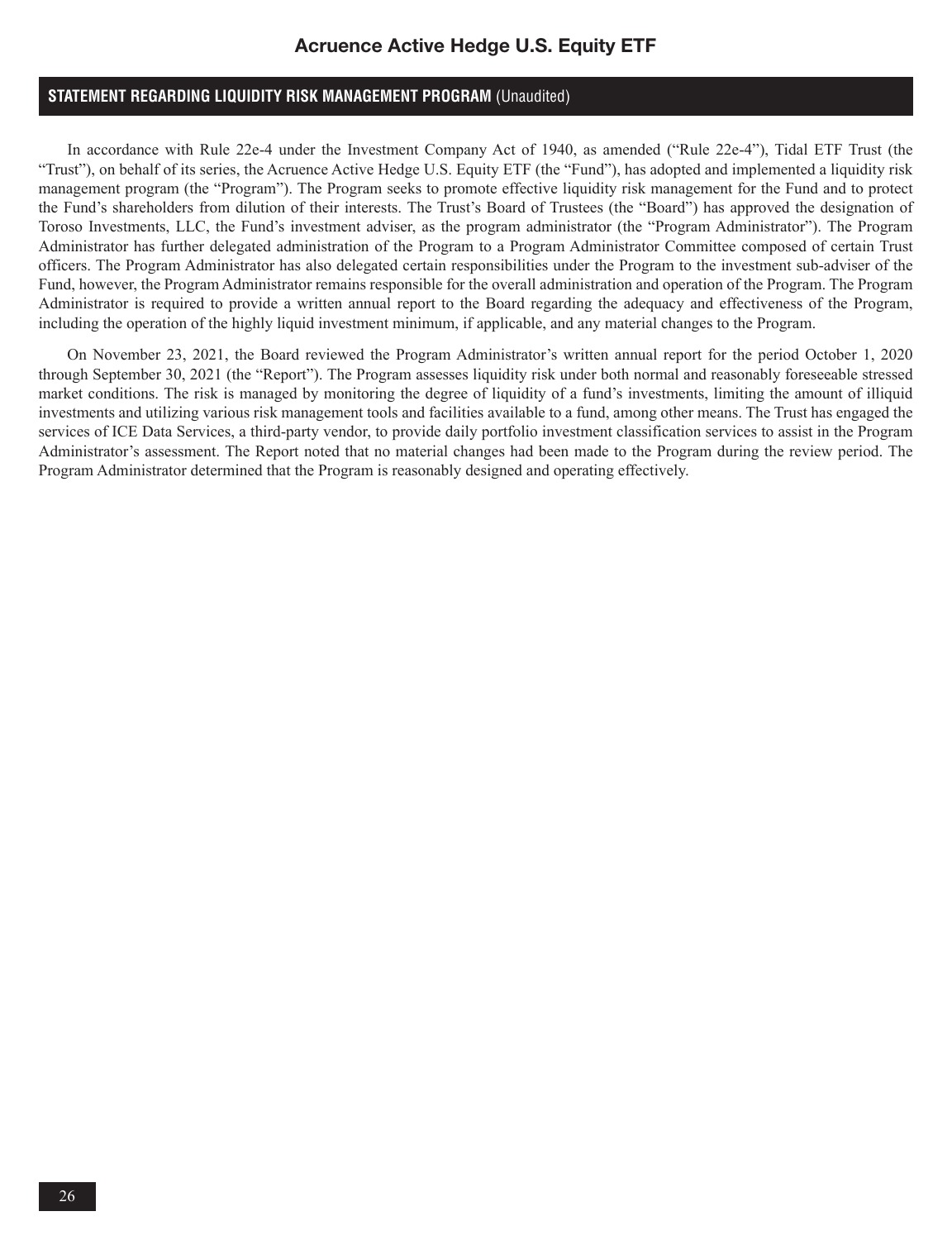## STATEMENT REGARDING LIQUIDITY RISK MANAGEMENT PROGRAM (Unaudited)

In accordance with Rule 22e-4 under the Investment Company Act of 1940, as amended ("Rule 22e-4"), Tidal ETF Trust (the "Trust"), on behalf of its series, the Acruence Active Hedge U.S. Equity ETF (the "Fund"), has adopted and implemented a liquidity risk management program (the "Program"). The Program seeks to promote effective liquidity risk management for the Fund and to protect the Fund's shareholders from dilution of their interests. The Trust's Board of Trustees (the "Board") has approved the designation of Toroso Investments, LLC, the Fund's investment adviser, as the program administrator (the "Program Administrator"). The Program Administrator has further delegated administration of the Program to a Program Administrator Committee composed of certain Trust officers. The Program Administrator has also delegated certain responsibilities under the Program to the investment sub-adviser of the Fund, however, the Program Administrator remains responsible for the overall administration and operation of the Program. The Program Administrator is required to provide a written annual report to the Board regarding the adequacy and effectiveness of the Program, including the operation of the highly liquid investment minimum, if applicable, and any material changes to the Program.

On November 23, 2021, the Board reviewed the Program Administrator's written annual report for the period October 1, 2020 through September 30, 2021 (the "Report"). The Program assesses liquidity risk under both normal and reasonably foreseeable stressed market conditions. The risk is managed by monitoring the degree of liquidity of a fund's investments, limiting the amount of illiquid investments and utilizing various risk management tools and facilities available to a fund, among other means. The Trust has engaged the services of ICE Data Services, a third-party vendor, to provide daily portfolio investment classification services to assist in the Program Administrator's assessment. The Report noted that no material changes had been made to the Program during the review period. The Program Administrator determined that the Program is reasonably designed and operating effectively.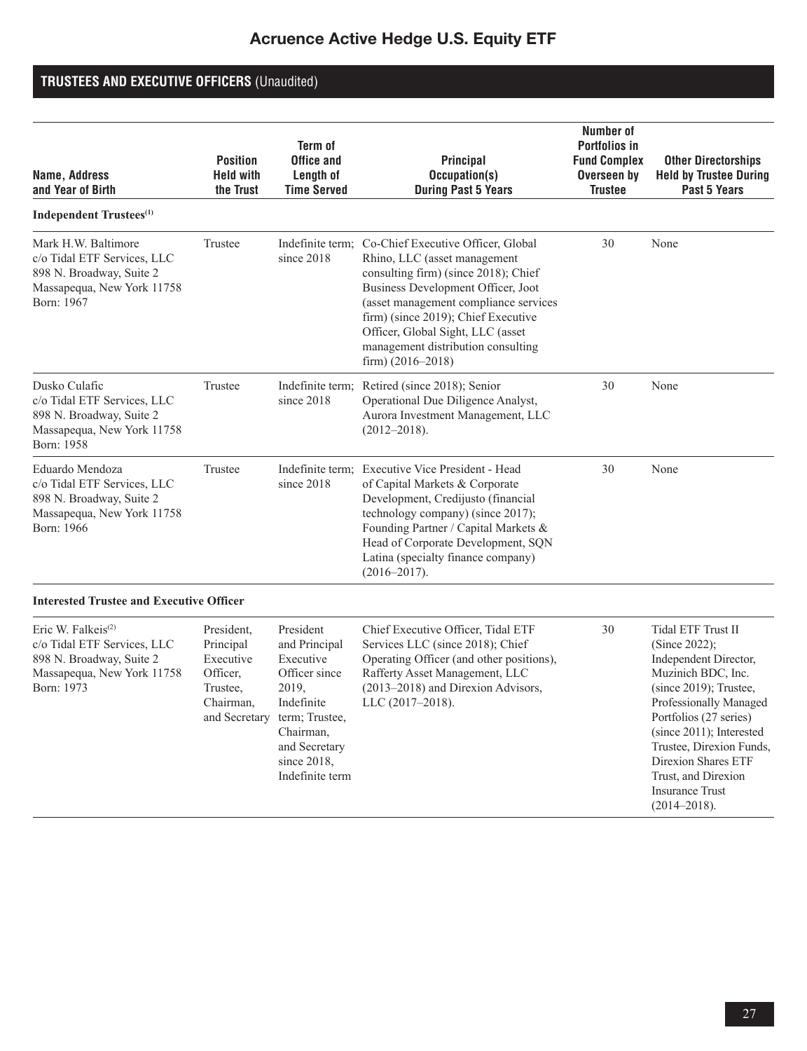# Acruence Active Hedge U.S. Equity ETF

## TRUSTEES AND EXECUTIVE OFFICERS (Unaudited)

| Name, Address and Year of Birth | Position Held with the Trust | Term of Office and Length of Time Served | Principal Occupation(s) During Past 5 Years | Number of Portfolios in Fund Complex Overseen by Trustee | Other Directorships Held by Trustee During Past 5 Years |
|---|---|---|---|---|---|
| **Independent Trustees[(1)]** | | | | | |
| Mark H.W. Baltimore<br>c/o Tidal ETF Services, LLC<br>898 N. Broadway, Suite 2<br>Massapequa, New York 11758<br>Born: 1967 | Trustee | Indefinite term; since 2018 | Co-Chief Executive Officer, Global Rhino, LLC (asset management consulting firm) (since 2018); Chief Business Development Officer, Joot (asset management compliance services firm) (since 2019); Chief Executive Officer, Global Sight, LLC (asset management distribution consulting firm) (2016–2018) | 30 | None |
| Dusko Culafic<br>c/o Tidal ETF Services, LLC<br>898 N. Broadway, Suite 2<br>Massapequa, New York 11758<br>Born: 1958 | Trustee | Indefinite term; since 2018 | Retired (since 2018); Senior Operational Due Diligence Analyst, Aurora Investment Management, LLC (2012–2018). | 30 | None |
| Eduardo Mendoza<br>c/o Tidal ETF Services, LLC<br>898 N. Broadway, Suite 2<br>Massapequa, New York 11758<br>Born: 1966 | Trustee | Indefinite term; since 2018 | Executive Vice President - Head of Capital Markets & Corporate Development, Credijusto (financial technology company) (since 2017); Founding Partner / Capital Markets & Head of Corporate Development, SQN Latina (specialty finance company) (2016–2017). | 30 | None |
| **Interested Trustee and Executive Officer** | | | | | |
| Eric W. Falkeis[(2)]<br>c/o Tidal ETF Services, LLC<br>898 N. Broadway, Suite 2<br>Massapequa, New York 11758<br>Born: 1973 | President, Principal Executive Officer, Trustee, Chairman, and Secretary | President and Principal Executive Officer since 2019, Indefinite term; Trustee, Chairman, and Secretary since 2018, Indefinite term | Chief Executive Officer, Tidal ETF Services LLC (since 2018); Chief Operating Officer (and other positions), Rafferty Asset Management, LLC (2013–2018) and Direxion Advisors, LLC (2017–2018). | 30 | Tidal ETF Trust II (Since 2022); Independent Director, Muzinich BDC, Inc. (since 2019); Trustee, Professionally Managed Portfolios (27 series) (since 2011); Interested Trustee, Direxion Funds, Direxion Shares ETF Trust, and Direxion Insurance Trust (2014–2018). |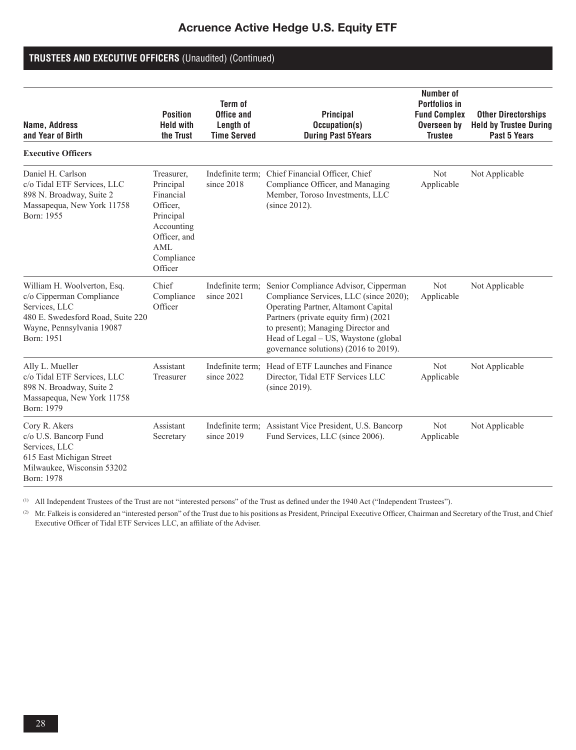# Acruence Active Hedge U.S. Equity ETF

## TRUSTEES AND EXECUTIVE OFFICERS (Unaudited) (Continued)

| Name, Address and Year of Birth | Position Held with the Trust | Term of Office and Length of Time Served | Principal Occupation(s) During Past 5Years | Number of Portfolios in Fund Complex Overseen by Trustee | Other Directorships Held by Trustee During Past 5 Years |
|---|---|---|---|---|---|
| **Executive Officers** | | | | | |
| Daniel H. Carlson<br>c/o Tidal ETF Services, LLC<br>898 N. Broadway, Suite 2<br>Massapequa, New York 11758<br>Born: 1955 | Treasurer, Principal Financial Officer, Principal Accounting Officer, and AML Compliance Officer | Indefinite term; since 2018 | Chief Financial Officer, Chief Compliance Officer, and Managing Member, Toroso Investments, LLC (since 2012). | Not Applicable | Not Applicable |
| William H. Woolverton, Esq.<br>c/o Cipperman Compliance Services, LLC<br>480 E. Swedesford Road, Suite 220<br>Wayne, Pennsylvania 19087<br>Born: 1951 | Chief Compliance Officer | Indefinite term; since 2021 | Senior Compliance Advisor, Cipperman Compliance Services, LLC (since 2020); Operating Partner, Altamont Capital Partners (private equity firm) (2021 to present); Managing Director and Head of Legal – US, Waystone (global governance solutions) (2016 to 2019). | Not Applicable | Not Applicable |
| Ally L. Mueller<br>c/o Tidal ETF Services, LLC<br>898 N. Broadway, Suite 2<br>Massapequa, New York 11758<br>Born: 1979 | Assistant Treasurer | Indefinite term; since 2022 | Head of ETF Launches and Finance Director, Tidal ETF Services LLC (since 2019). | Not Applicable | Not Applicable |
| Cory R. Akers<br>c/o U.S. Bancorp Fund Services, LLC<br>615 East Michigan Street<br>Milwaukee, Wisconsin 53202<br>Born: 1978 | Assistant Secretary | Indefinite term; since 2019 | Assistant Vice President, U.S. Bancorp Fund Services, LLC (since 2006). | Not Applicable | Not Applicable |

(1) All Independent Trustees of the Trust are not "interested persons" of the Trust as defined under the 1940 Act ("Independent Trustees").

(2) Mr. Falkeis is considered an "interested person" of the Trust due to his positions as President, Principal Executive Officer, Chairman and Secretary of the Trust, and Chief Executive Officer of Tidal ETF Services LLC, an affiliate of the Adviser.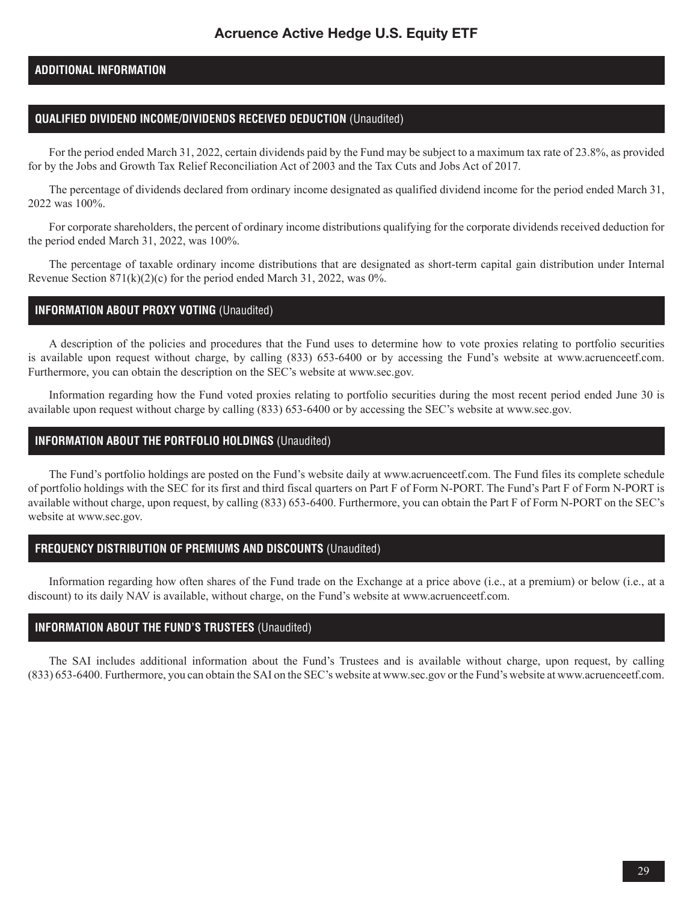## ADDITIONAL INFORMATION

### QUALIFIED DIVIDEND INCOME/DIVIDENDS RECEIVED DEDUCTION (Unaudited)

For the period ended March 31, 2022, certain dividends paid by the Fund may be subject to a maximum tax rate of 23.8%, as provided for by the Jobs and Growth Tax Relief Reconciliation Act of 2003 and the Tax Cuts and Jobs Act of 2017.

The percentage of dividends declared from ordinary income designated as qualified dividend income for the period ended March 31, 2022 was 100%.

For corporate shareholders, the percent of ordinary income distributions qualifying for the corporate dividends received deduction for the period ended March 31, 2022, was 100%.

The percentage of taxable ordinary income distributions that are designated as short-term capital gain distribution under Internal Revenue Section 871(k)(2)(c) for the period ended March 31, 2022, was 0%.

### INFORMATION ABOUT PROXY VOTING (Unaudited)

A description of the policies and procedures that the Fund uses to determine how to vote proxies relating to portfolio securities is available upon request without charge, by calling (833) 653-6400 or by accessing the Fund's website at www.acruenceetf.com. Furthermore, you can obtain the description on the SEC's website at www.sec.gov.

Information regarding how the Fund voted proxies relating to portfolio securities during the most recent period ended June 30 is available upon request without charge by calling (833) 653-6400 or by accessing the SEC's website at www.sec.gov.

### INFORMATION ABOUT THE PORTFOLIO HOLDINGS (Unaudited)

The Fund's portfolio holdings are posted on the Fund's website daily at www.acruenceetf.com. The Fund files its complete schedule of portfolio holdings with the SEC for its first and third fiscal quarters on Part F of Form N-PORT. The Fund's Part F of Form N-PORT is available without charge, upon request, by calling (833) 653-6400. Furthermore, you can obtain the Part F of Form N-PORT on the SEC's website at www.sec.gov.

### FREQUENCY DISTRIBUTION OF PREMIUMS AND DISCOUNTS (Unaudited)

Information regarding how often shares of the Fund trade on the Exchange at a price above (i.e., at a premium) or below (i.e., at a discount) to its daily NAV is available, without charge, on the Fund's website at www.acruenceetf.com.

### INFORMATION ABOUT THE FUND'S TRUSTEES (Unaudited)

The SAI includes additional information about the Fund's Trustees and is available without charge, upon request, by calling (833) 653-6400. Furthermore, you can obtain the SAI on the SEC's website at www.sec.gov or the Fund's website at www.acruenceetf.com.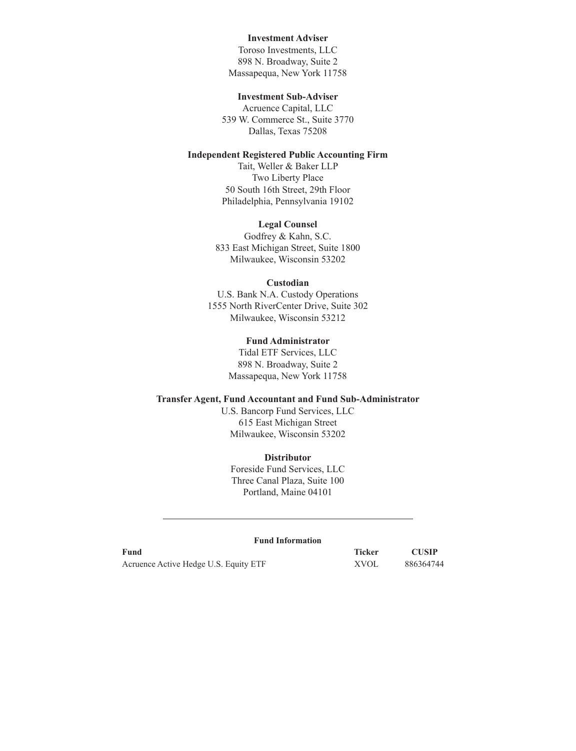**Investment Adviser**
Toroso Investments, LLC
898 N. Broadway, Suite 2
Massapequa, New York 11758

**Investment Sub-Adviser**
Acruence Capital, LLC
539 W. Commerce St., Suite 3770
Dallas, Texas 75208

**Independent Registered Public Accounting Firm**
Tait, Weller & Baker LLP
Two Liberty Place
50 South 16th Street, 29th Floor
Philadelphia, Pennsylvania 19102

**Legal Counsel**
Godfrey & Kahn, S.C.
833 East Michigan Street, Suite 1800
Milwaukee, Wisconsin 53202

**Custodian**
U.S. Bank N.A. Custody Operations
1555 North RiverCenter Drive, Suite 302
Milwaukee, Wisconsin 53212

**Fund Administrator**
Tidal ETF Services, LLC
898 N. Broadway, Suite 2
Massapequa, New York 11758

**Transfer Agent, Fund Accountant and Fund Sub-Administrator**
U.S. Bancorp Fund Services, LLC
615 East Michigan Street
Milwaukee, Wisconsin 53202

**Distributor**
Foreside Fund Services, LLC
Three Canal Plaza, Suite 100
Portland, Maine 04101

---

**Fund Information**

| Fund | Ticker | CUSIP |
|---|---|---|
| Acruence Active Hedge U.S. Equity ETF | XVOL | 886364744 |